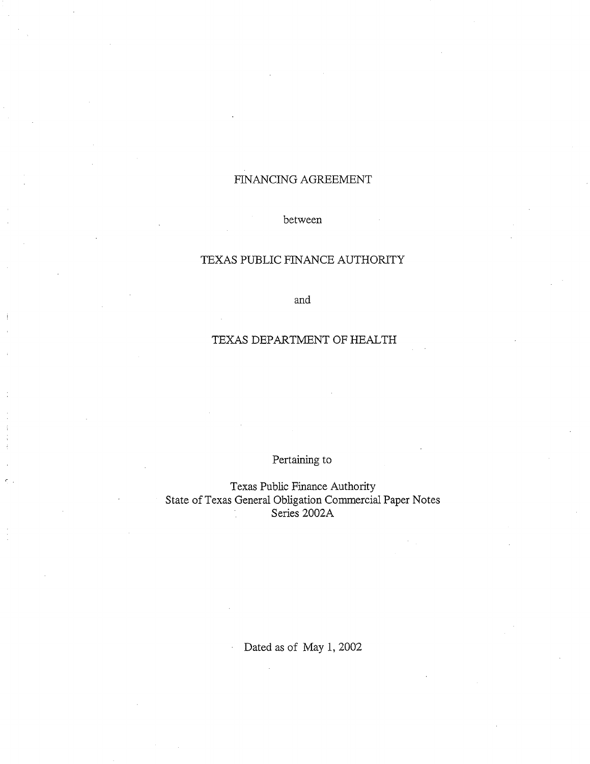# FINANCING AGREEMENT

between

TEXAS PUBLIC FINANCE AUTHORITY

and

TEXAS DEPARTMENT OF HEALTH

Pertaining to

Texas Public Finance Authority
State of Texas General Obligation Commercial Paper Notes
Series 2002A

Dated as of May 1, 2002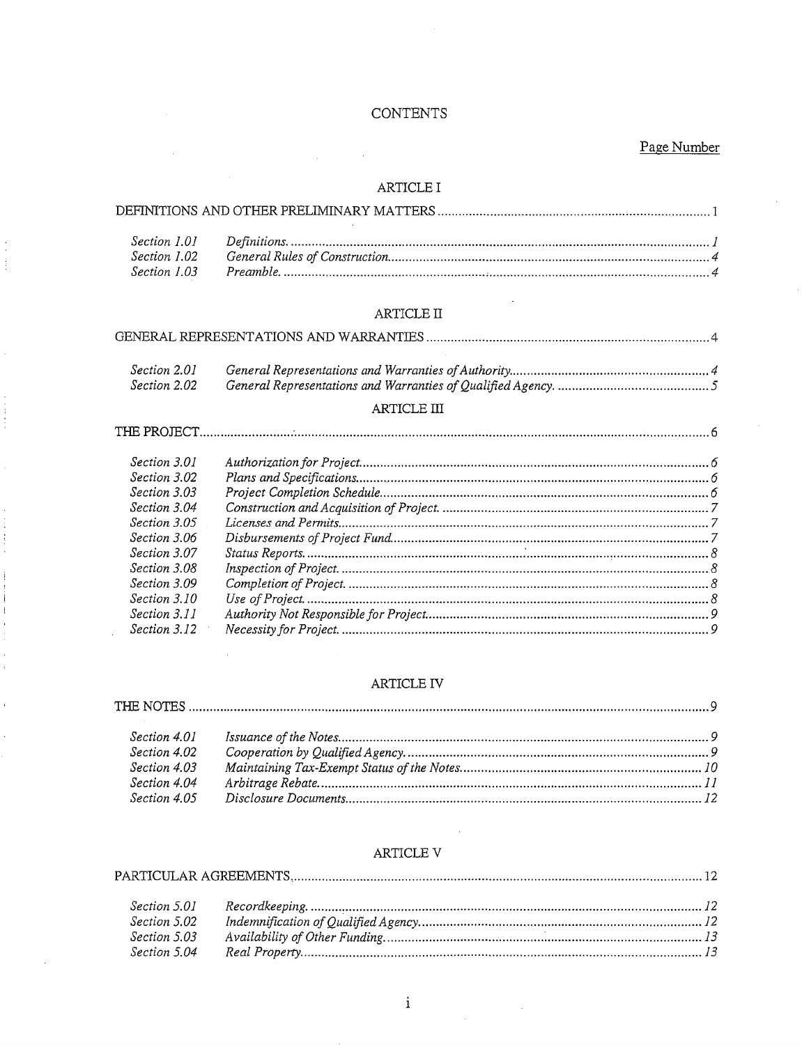# CONTENTS

Page Number

## ARTICLE I

| DEFINITIONS AND OTHER PRELIMINARY MATTERS | | 1 |
|---|---|---|
| *Section 1.01* | *Definitions.* | *1* |
| *Section 1.02* | *General Rules of Construction.* | *4* |
| *Section 1.03* | *Preamble.* | *4* |

## ARTICLE II

| GENERAL REPRESENTATIONS AND WARRANTIES | | 4 |
|---|---|---|
| *Section 2.01* | *General Representations and Warranties of Authority.* | *4* |
| *Section 2.02* | *General Representations and Warranties of Qualified Agency.* | *5* |

## ARTICLE III

| THE PROJECT | | 6 |
|---|---|---|
| *Section 3.01* | *Authorization for Project.* | *6* |
| *Section 3.02* | *Plans and Specifications.* | *6* |
| *Section 3.03* | *Project Completion Schedule.* | *6* |
| *Section 3.04* | *Construction and Acquisition of Project.* | *7* |
| *Section 3.05* | *Licenses and Permits.* | *7* |
| *Section 3.06* | *Disbursements of Project Fund.* | *7* |
| *Section 3.07* | *Status Reports.* | *8* |
| *Section 3.08* | *Inspection of Project.* | *8* |
| *Section 3.09* | *Completion of Project.* | *8* |
| *Section 3.10* | *Use of Project.* | *8* |
| *Section 3.11* | *Authority Not Responsible for Project.* | *9* |
| *Section 3.12* | *Necessity for Project.* | *9* |

## ARTICLE IV

| THE NOTES | | 9 |
|---|---|---|
| *Section 4.01* | *Issuance of the Notes.* | *9* |
| *Section 4.02* | *Cooperation by Qualified Agency.* | *9* |
| *Section 4.03* | *Maintaining Tax-Exempt Status of the Notes.* | *10* |
| *Section 4.04* | *Arbitrage Rebate.* | *11* |
| *Section 4.05* | *Disclosure Documents.* | *12* |

## ARTICLE V

| PARTICULAR AGREEMENTS | | 12 |
|---|---|---|
| *Section 5.01* | *Recordkeeping.* | *12* |
| *Section 5.02* | *Indemnification of Qualified Agency.* | *12* |
| *Section 5.03* | *Availability of Other Funding.* | *13* |
| *Section 5.04* | *Real Property.* | *13* |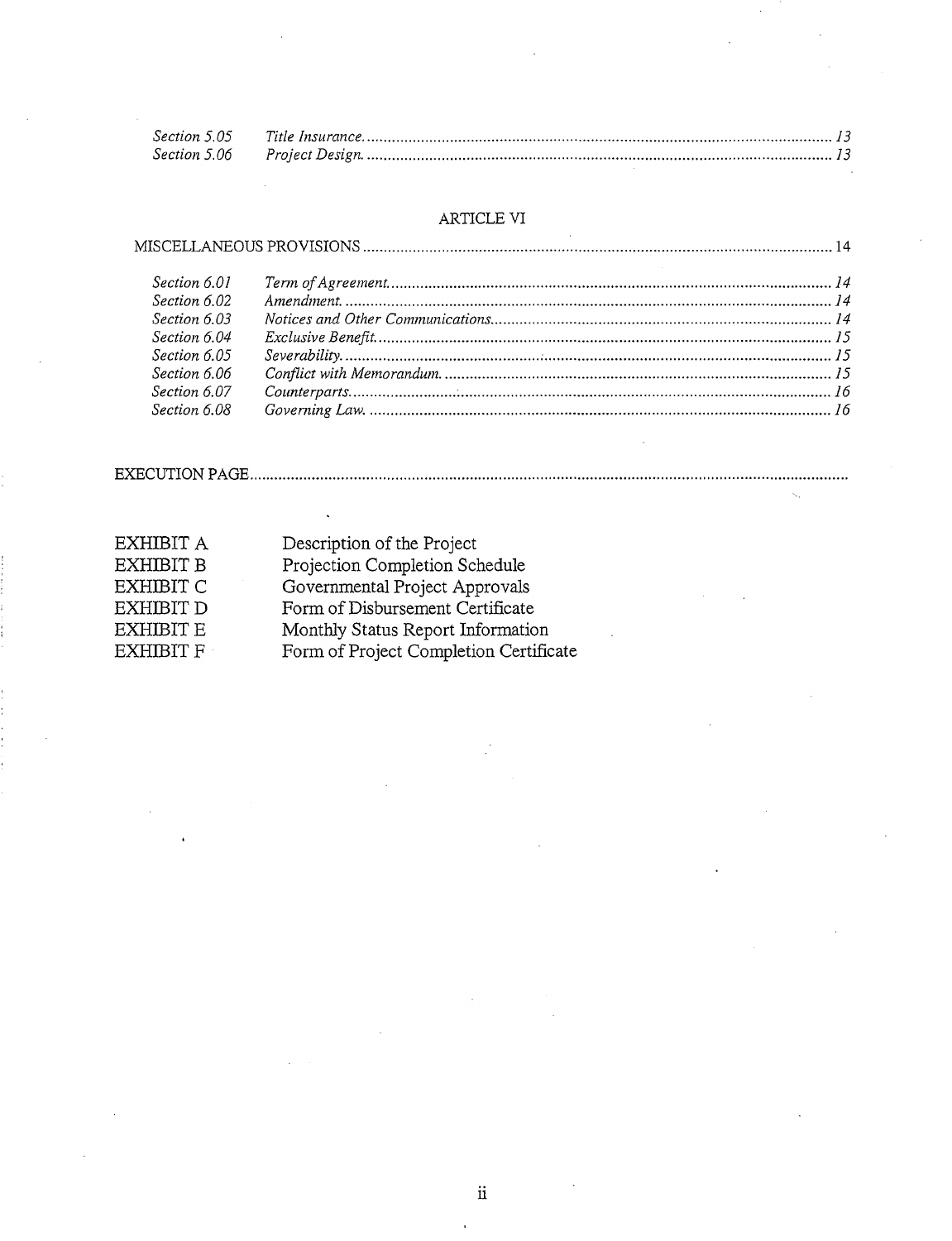| | | |
|---|---|---|
| *Section 5.05* | *Title Insurance.* | *13* |
| *Section 5.06* | *Project Design.* | *13* |

ARTICLE VI

MISCELLANEOUS PROVISIONS ............................................................................................................ 14

| | | |
|---|---|---|
| *Section 6.01* | *Term of Agreement.* | *14* |
| *Section 6.02* | *Amendment.* | *14* |
| *Section 6.03* | *Notices and Other Communications.* | *14* |
| *Section 6.04* | *Exclusive Benefit.* | *15* |
| *Section 6.05* | *Severability.* | *15* |
| *Section 6.06* | *Conflict with Memorandum.* | *15* |
| *Section 6.07* | *Counterparts.* | *16* |
| *Section 6.08* | *Governing Law.* | *16* |

EXECUTION PAGE..............................................................................................................................

| | |
|---|---|
| EXHIBIT A | Description of the Project |
| EXHIBIT B | Projection Completion Schedule |
| EXHIBIT C | Governmental Project Approvals |
| EXHIBIT D | Form of Disbursement Certificate |
| EXHIBIT E | Monthly Status Report Information |
| EXHIBIT F | Form of Project Completion Certificate |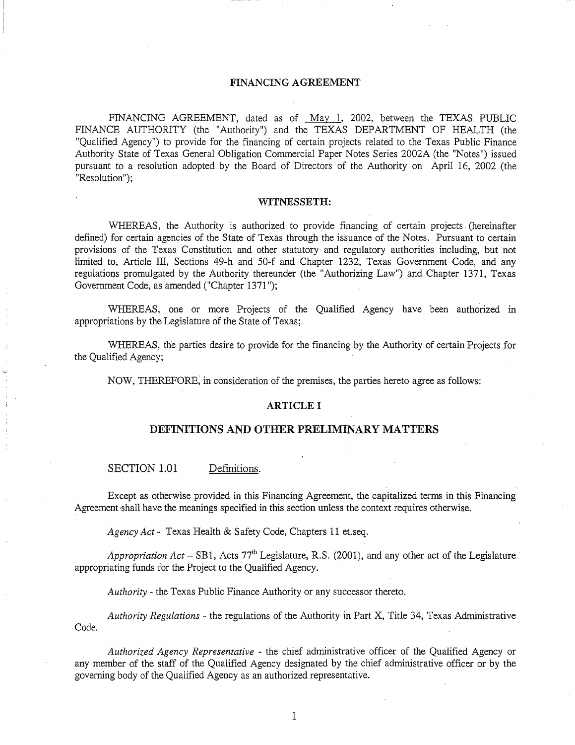# FINANCING AGREEMENT

FINANCING AGREEMENT, dated as of May 1, 2002, between the TEXAS PUBLIC FINANCE AUTHORITY (the "Authority") and the TEXAS DEPARTMENT OF HEALTH (the "Qualified Agency") to provide for the financing of certain projects related to the Texas Public Finance Authority State of Texas General Obligation Commercial Paper Notes Series 2002A (the "Notes") issued pursuant to a resolution adopted by the Board of Directors of the Authority on April 16, 2002 (the "Resolution");

## WITNESSETH:

WHEREAS, the Authority is authorized to provide financing of certain projects (hereinafter defined) for certain agencies of the State of Texas through the issuance of the Notes. Pursuant to certain provisions of the Texas Constitution and other statutory and regulatory authorities including, but not limited to, Article III, Sections 49-h and 50-f and Chapter 1232, Texas Government Code, and any regulations promulgated by the Authority thereunder (the "Authorizing Law") and Chapter 1371, Texas Government Code, as amended ("Chapter 1371");

WHEREAS, one or more Projects of the Qualified Agency have been authorized in appropriations by the Legislature of the State of Texas;

WHEREAS, the parties desire to provide for the financing by the Authority of certain Projects for the Qualified Agency;

NOW, THEREFORE, in consideration of the premises, the parties hereto agree as follows:

## ARTICLE I

## DEFINITIONS AND OTHER PRELIMINARY MATTERS

SECTION 1.01 Definitions.

Except as otherwise provided in this Financing Agreement, the capitalized terms in this Financing Agreement shall have the meanings specified in this section unless the context requires otherwise.

*Agency Act* - Texas Health & Safety Code, Chapters 11 et.seq.

*Appropriation Act* – SB1, Acts 77th Legislature, R.S. (2001), and any other act of the Legislature appropriating funds for the Project to the Qualified Agency.

*Authority* - the Texas Public Finance Authority or any successor thereto.

*Authority Regulations* - the regulations of the Authority in Part X, Title 34, Texas Administrative Code.

*Authorized Agency Representative* - the chief administrative officer of the Qualified Agency or any member of the staff of the Qualified Agency designated by the chief administrative officer or by the governing body of the Qualified Agency as an authorized representative.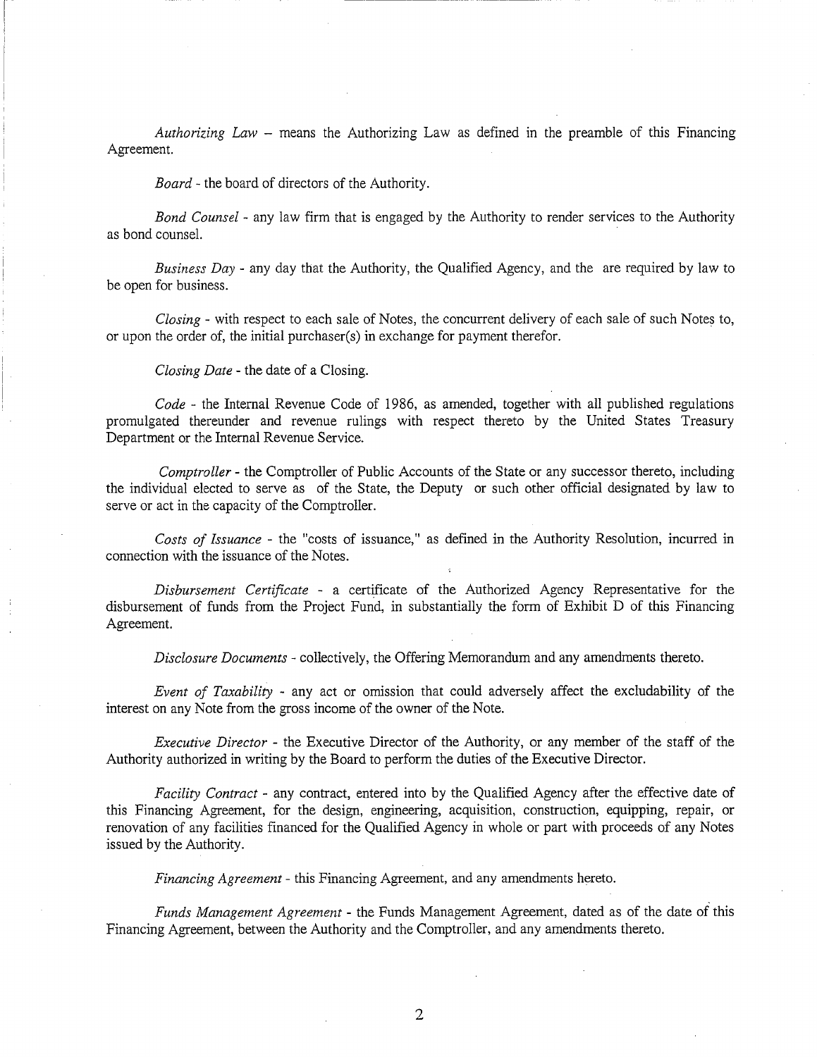*Authorizing Law* – means the Authorizing Law as defined in the preamble of this Financing Agreement.

*Board* - the board of directors of the Authority.

*Bond Counsel* - any law firm that is engaged by the Authority to render services to the Authority as bond counsel.

*Business Day* - any day that the Authority, the Qualified Agency, and the  are required by law to be open for business.

*Closing* - with respect to each sale of Notes, the concurrent delivery of each sale of such Notes to, or upon the order of, the initial purchaser(s) in exchange for payment therefor.

*Closing Date* - the date of a Closing.

*Code* - the Internal Revenue Code of 1986, as amended, together with all published regulations promulgated thereunder and revenue rulings with respect thereto by the United States Treasury Department or the Internal Revenue Service.

*Comptroller* - the Comptroller of Public Accounts of the State or any successor thereto, including the individual elected to serve as  of the State, the Deputy  or such other official designated by law to serve or act in the capacity of the Comptroller.

*Costs of Issuance* - the "costs of issuance," as defined in the Authority Resolution, incurred in connection with the issuance of the Notes.

*Disbursement Certificate* - a certificate of the Authorized Agency Representative for the disbursement of funds from the Project Fund, in substantially the form of Exhibit D of this Financing Agreement.

*Disclosure Documents* - collectively, the Offering Memorandum and any amendments thereto.

*Event of Taxability* - any act or omission that could adversely affect the excludability of the interest on any Note from the gross income of the owner of the Note.

*Executive Director* - the Executive Director of the Authority, or any member of the staff of the Authority authorized in writing by the Board to perform the duties of the Executive Director.

*Facility Contract* - any contract, entered into by the Qualified Agency after the effective date of this Financing Agreement, for the design, engineering, acquisition, construction, equipping, repair, or renovation of any facilities financed for the Qualified Agency in whole or part with proceeds of any Notes issued by the Authority.

*Financing Agreement* - this Financing Agreement, and any amendments hereto.

*Funds Management Agreement* - the Funds Management Agreement, dated as of the date of this Financing Agreement, between the Authority and the Comptroller, and any amendments thereto.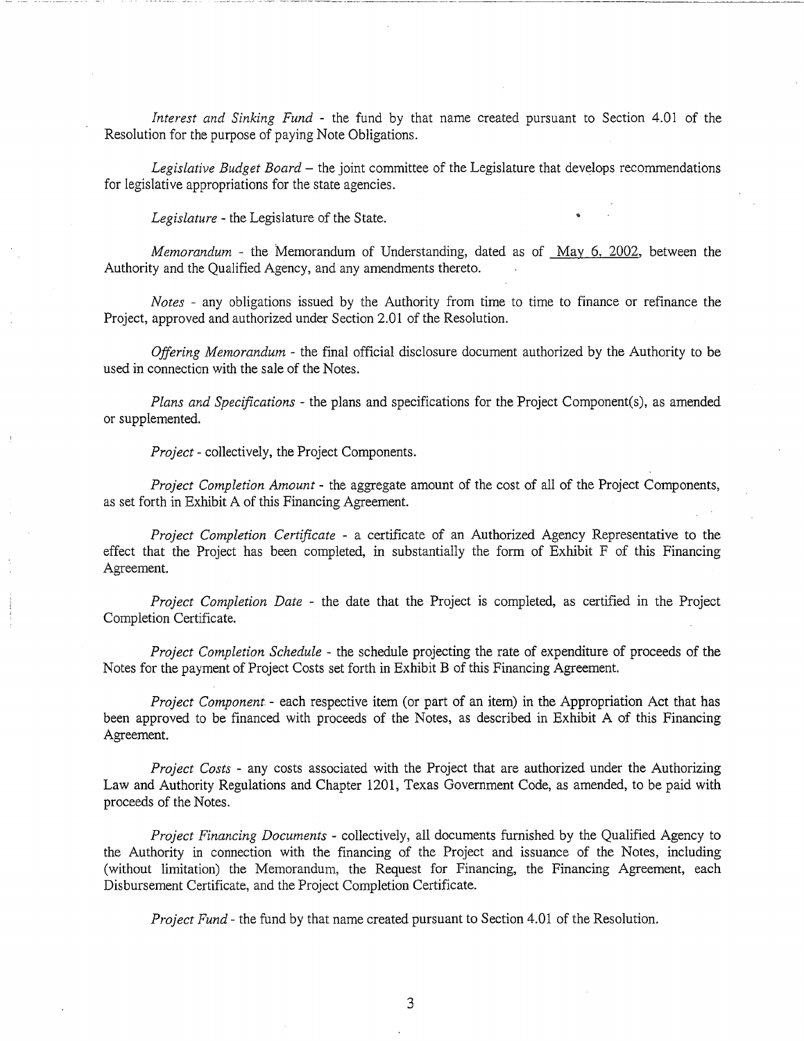*Interest and Sinking Fund* - the fund by that name created pursuant to Section 4.01 of the Resolution for the purpose of paying Note Obligations.

*Legislative Budget Board* – the joint committee of the Legislature that develops recommendations for legislative appropriations for the state agencies.

*Legislature* - the Legislature of the State.

*Memorandum* - the Memorandum of Understanding, dated as of May 6, 2002, between the Authority and the Qualified Agency, and any amendments thereto.

*Notes* - any obligations issued by the Authority from time to time to finance or refinance the Project, approved and authorized under Section 2.01 of the Resolution.

*Offering Memorandum* - the final official disclosure document authorized by the Authority to be used in connection with the sale of the Notes.

*Plans and Specifications* - the plans and specifications for the Project Component(s), as amended or supplemented.

*Project* - collectively, the Project Components.

*Project Completion Amount* - the aggregate amount of the cost of all of the Project Components, as set forth in Exhibit A of this Financing Agreement.

*Project Completion Certificate* - a certificate of an Authorized Agency Representative to the effect that the Project has been completed, in substantially the form of Exhibit F of this Financing Agreement.

*Project Completion Date* - the date that the Project is completed, as certified in the Project Completion Certificate.

*Project Completion Schedule* - the schedule projecting the rate of expenditure of proceeds of the Notes for the payment of Project Costs set forth in Exhibit B of this Financing Agreement.

*Project Component* - each respective item (or part of an item) in the Appropriation Act that has been approved to be financed with proceeds of the Notes, as described in Exhibit A of this Financing Agreement.

*Project Costs* - any costs associated with the Project that are authorized under the Authorizing Law and Authority Regulations and Chapter 1201, Texas Government Code, as amended, to be paid with proceeds of the Notes.

*Project Financing Documents* - collectively, all documents furnished by the Qualified Agency to the Authority in connection with the financing of the Project and issuance of the Notes, including (without limitation) the Memorandum, the Request for Financing, the Financing Agreement, each Disbursement Certificate, and the Project Completion Certificate.

*Project Fund* - the fund by that name created pursuant to Section 4.01 of the Resolution.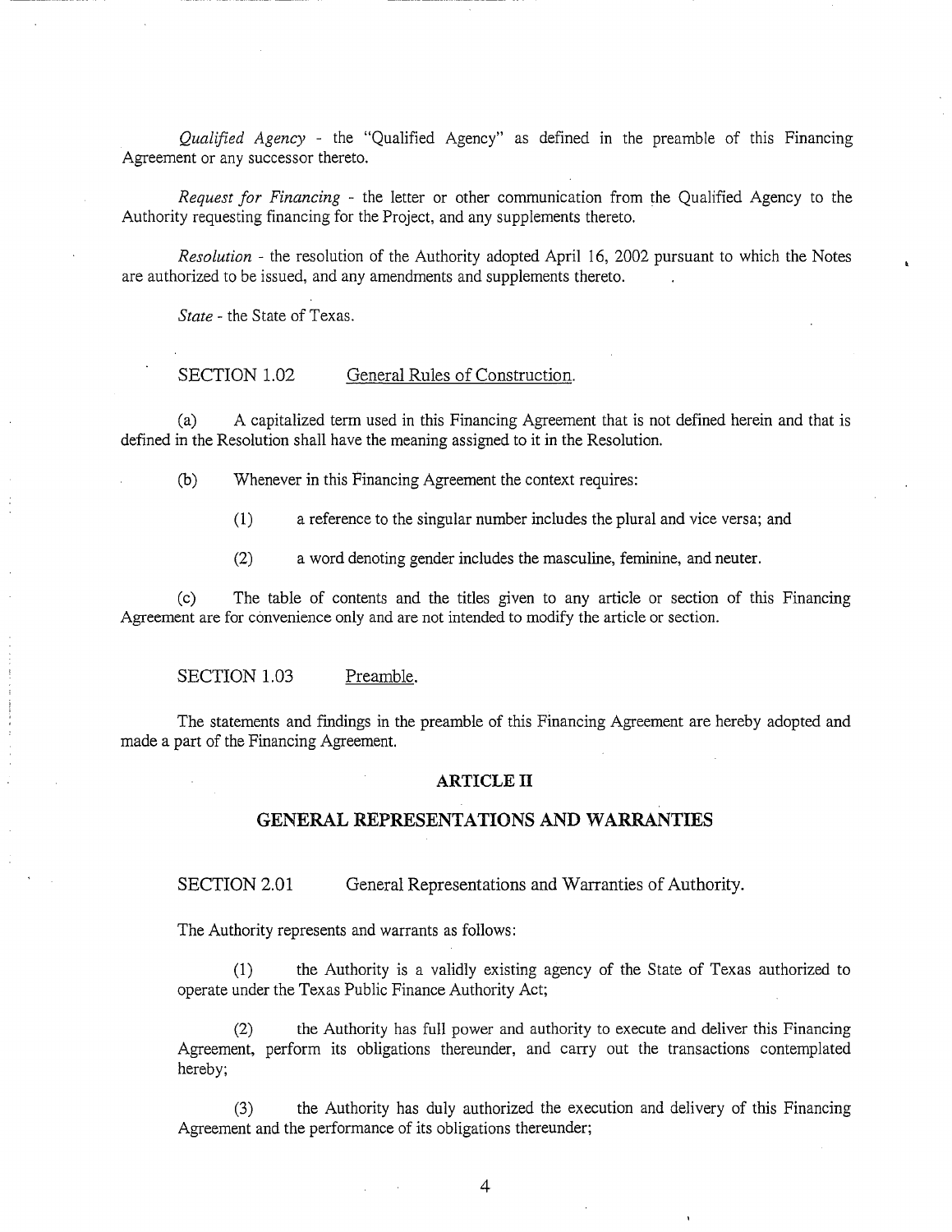*Qualified Agency* - the "Qualified Agency" as defined in the preamble of this Financing Agreement or any successor thereto.

*Request for Financing* - the letter or other communication from the Qualified Agency to the Authority requesting financing for the Project, and any supplements thereto.

*Resolution* - the resolution of the Authority adopted April 16, 2002 pursuant to which the Notes are authorized to be issued, and any amendments and supplements thereto.

*State* - the State of Texas.

SECTION 1.02 General Rules of Construction.

(a) A capitalized term used in this Financing Agreement that is not defined herein and that is defined in the Resolution shall have the meaning assigned to it in the Resolution.

(b) Whenever in this Financing Agreement the context requires:

(1) a reference to the singular number includes the plural and vice versa; and

(2) a word denoting gender includes the masculine, feminine, and neuter.

(c) The table of contents and the titles given to any article or section of this Financing Agreement are for convenience only and are not intended to modify the article or section.

SECTION 1.03 Preamble.

The statements and findings in the preamble of this Financing Agreement are hereby adopted and made a part of the Financing Agreement.

## ARTICLE II

## GENERAL REPRESENTATIONS AND WARRANTIES

SECTION 2.01 General Representations and Warranties of Authority.

The Authority represents and warrants as follows:

(1) the Authority is a validly existing agency of the State of Texas authorized to operate under the Texas Public Finance Authority Act;

(2) the Authority has full power and authority to execute and deliver this Financing Agreement, perform its obligations thereunder, and carry out the transactions contemplated hereby;

(3) the Authority has duly authorized the execution and delivery of this Financing Agreement and the performance of its obligations thereunder;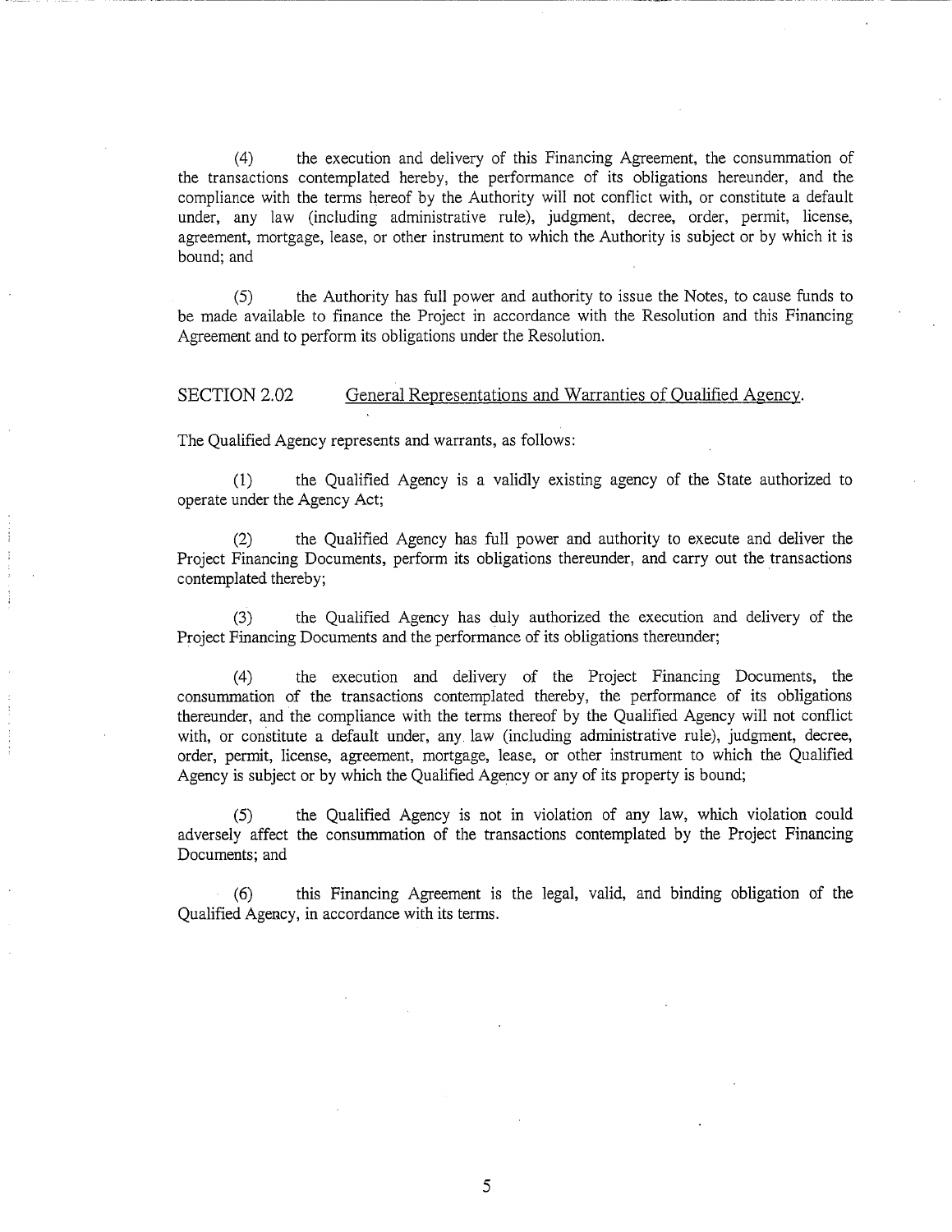(4) the execution and delivery of this Financing Agreement, the consummation of the transactions contemplated hereby, the performance of its obligations hereunder, and the compliance with the terms hereof by the Authority will not conflict with, or constitute a default under, any law (including administrative rule), judgment, decree, order, permit, license, agreement, mortgage, lease, or other instrument to which the Authority is subject or by which it is bound; and

(5) the Authority has full power and authority to issue the Notes, to cause funds to be made available to finance the Project in accordance with the Resolution and this Financing Agreement and to perform its obligations under the Resolution.

SECTION 2.02 General Representations and Warranties of Qualified Agency.

The Qualified Agency represents and warrants, as follows:

(1) the Qualified Agency is a validly existing agency of the State authorized to operate under the Agency Act;

(2) the Qualified Agency has full power and authority to execute and deliver the Project Financing Documents, perform its obligations thereunder, and carry out the transactions contemplated thereby;

(3) the Qualified Agency has duly authorized the execution and delivery of the Project Financing Documents and the performance of its obligations thereunder;

(4) the execution and delivery of the Project Financing Documents, the consummation of the transactions contemplated thereby, the performance of its obligations thereunder, and the compliance with the terms thereof by the Qualified Agency will not conflict with, or constitute a default under, any law (including administrative rule), judgment, decree, order, permit, license, agreement, mortgage, lease, or other instrument to which the Qualified Agency is subject or by which the Qualified Agency or any of its property is bound;

(5) the Qualified Agency is not in violation of any law, which violation could adversely affect the consummation of the transactions contemplated by the Project Financing Documents; and

(6) this Financing Agreement is the legal, valid, and binding obligation of the Qualified Agency, in accordance with its terms.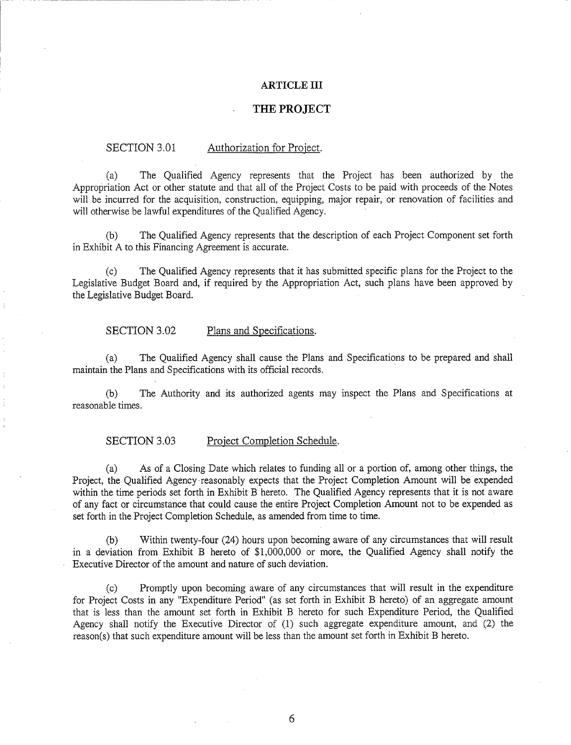# ARTICLE III

## THE PROJECT

SECTION 3.01 Authorization for Project.

(a) The Qualified Agency represents that the Project has been authorized by the Appropriation Act or other statute and that all of the Project Costs to be paid with proceeds of the Notes will be incurred for the acquisition, construction, equipping, major repair, or renovation of facilities and will otherwise be lawful expenditures of the Qualified Agency.

(b) The Qualified Agency represents that the description of each Project Component set forth in Exhibit A to this Financing Agreement is accurate.

(c) The Qualified Agency represents that it has submitted specific plans for the Project to the Legislative Budget Board and, if required by the Appropriation Act, such plans have been approved by the Legislative Budget Board.

SECTION 3.02 Plans and Specifications.

(a) The Qualified Agency shall cause the Plans and Specifications to be prepared and shall maintain the Plans and Specifications with its official records.

(b) The Authority and its authorized agents may inspect the Plans and Specifications at reasonable times.

SECTION 3.03 Project Completion Schedule.

(a) As of a Closing Date which relates to funding all or a portion of, among other things, the Project, the Qualified Agency reasonably expects that the Project Completion Amount will be expended within the time periods set forth in Exhibit B hereto. The Qualified Agency represents that it is not aware of any fact or circumstance that could cause the entire Project Completion Amount not to be expended as set forth in the Project Completion Schedule, as amended from time to time.

(b) Within twenty-four (24) hours upon becoming aware of any circumstances that will result in a deviation from Exhibit B hereto of $1,000,000 or more, the Qualified Agency shall notify the Executive Director of the amount and nature of such deviation.

(c) Promptly upon becoming aware of any circumstances that will result in the expenditure for Project Costs in any "Expenditure Period" (as set forth in Exhibit B hereto) of an aggregate amount that is less than the amount set forth in Exhibit B hereto for such Expenditure Period, the Qualified Agency shall notify the Executive Director of (1) such aggregate expenditure amount, and (2) the reason(s) that such expenditure amount will be less than the amount set forth in Exhibit B hereto.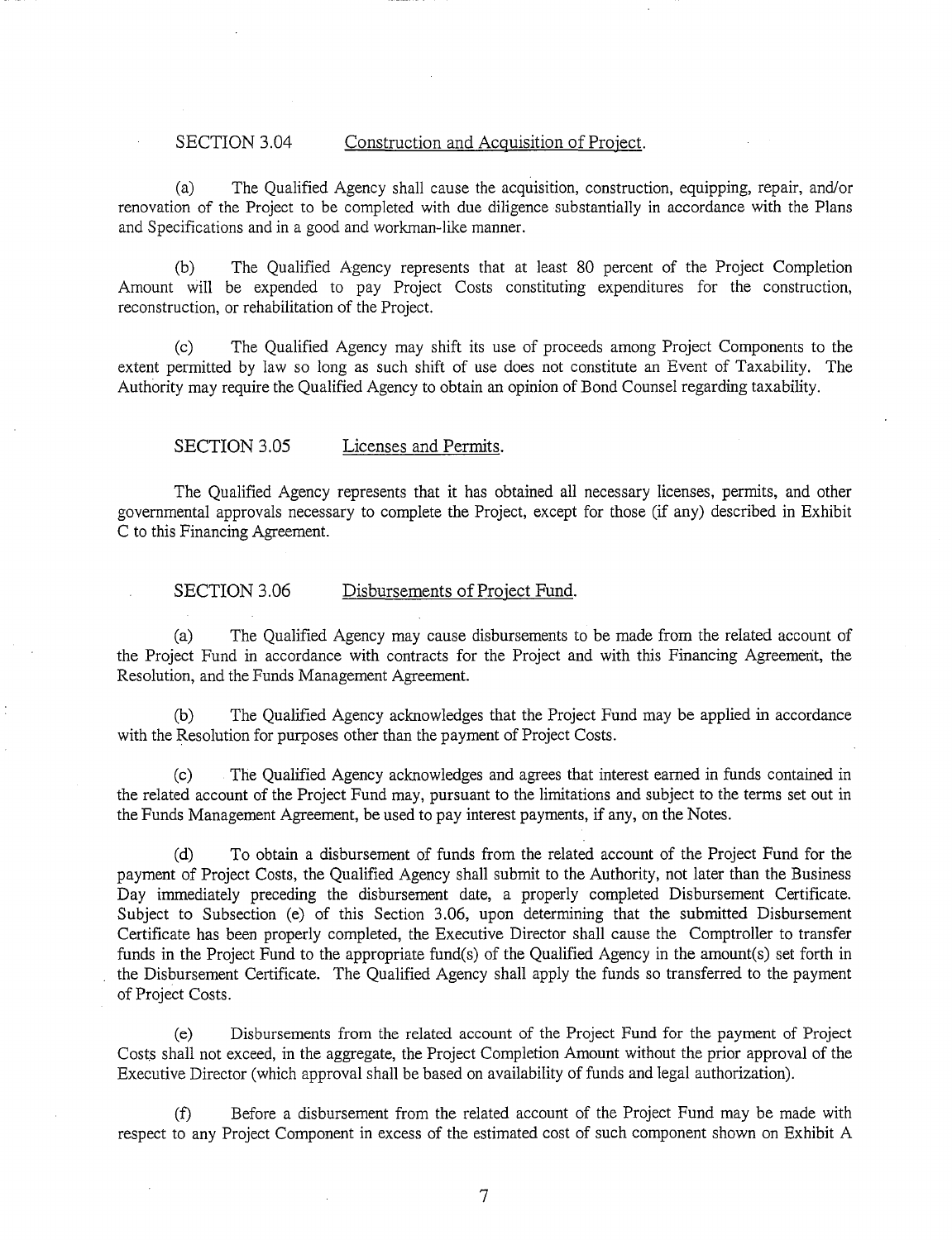### SECTION 3.04 Construction and Acquisition of Project.

(a) The Qualified Agency shall cause the acquisition, construction, equipping, repair, and/or renovation of the Project to be completed with due diligence substantially in accordance with the Plans and Specifications and in a good and workman-like manner.

(b) The Qualified Agency represents that at least 80 percent of the Project Completion Amount will be expended to pay Project Costs constituting expenditures for the construction, reconstruction, or rehabilitation of the Project.

(c) The Qualified Agency may shift its use of proceeds among Project Components to the extent permitted by law so long as such shift of use does not constitute an Event of Taxability. The Authority may require the Qualified Agency to obtain an opinion of Bond Counsel regarding taxability.

### SECTION 3.05 Licenses and Permits.

The Qualified Agency represents that it has obtained all necessary licenses, permits, and other governmental approvals necessary to complete the Project, except for those (if any) described in Exhibit C to this Financing Agreement.

### SECTION 3.06 Disbursements of Project Fund.

(a) The Qualified Agency may cause disbursements to be made from the related account of the Project Fund in accordance with contracts for the Project and with this Financing Agreement, the Resolution, and the Funds Management Agreement.

(b) The Qualified Agency acknowledges that the Project Fund may be applied in accordance with the Resolution for purposes other than the payment of Project Costs.

(c) The Qualified Agency acknowledges and agrees that interest earned in funds contained in the related account of the Project Fund may, pursuant to the limitations and subject to the terms set out in the Funds Management Agreement, be used to pay interest payments, if any, on the Notes.

(d) To obtain a disbursement of funds from the related account of the Project Fund for the payment of Project Costs, the Qualified Agency shall submit to the Authority, not later than the Business Day immediately preceding the disbursement date, a properly completed Disbursement Certificate. Subject to Subsection (e) of this Section 3.06, upon determining that the submitted Disbursement Certificate has been properly completed, the Executive Director shall cause the Comptroller to transfer funds in the Project Fund to the appropriate fund(s) of the Qualified Agency in the amount(s) set forth in the Disbursement Certificate. The Qualified Agency shall apply the funds so transferred to the payment of Project Costs.

(e) Disbursements from the related account of the Project Fund for the payment of Project Costs shall not exceed, in the aggregate, the Project Completion Amount without the prior approval of the Executive Director (which approval shall be based on availability of funds and legal authorization).

(f) Before a disbursement from the related account of the Project Fund may be made with respect to any Project Component in excess of the estimated cost of such component shown on Exhibit A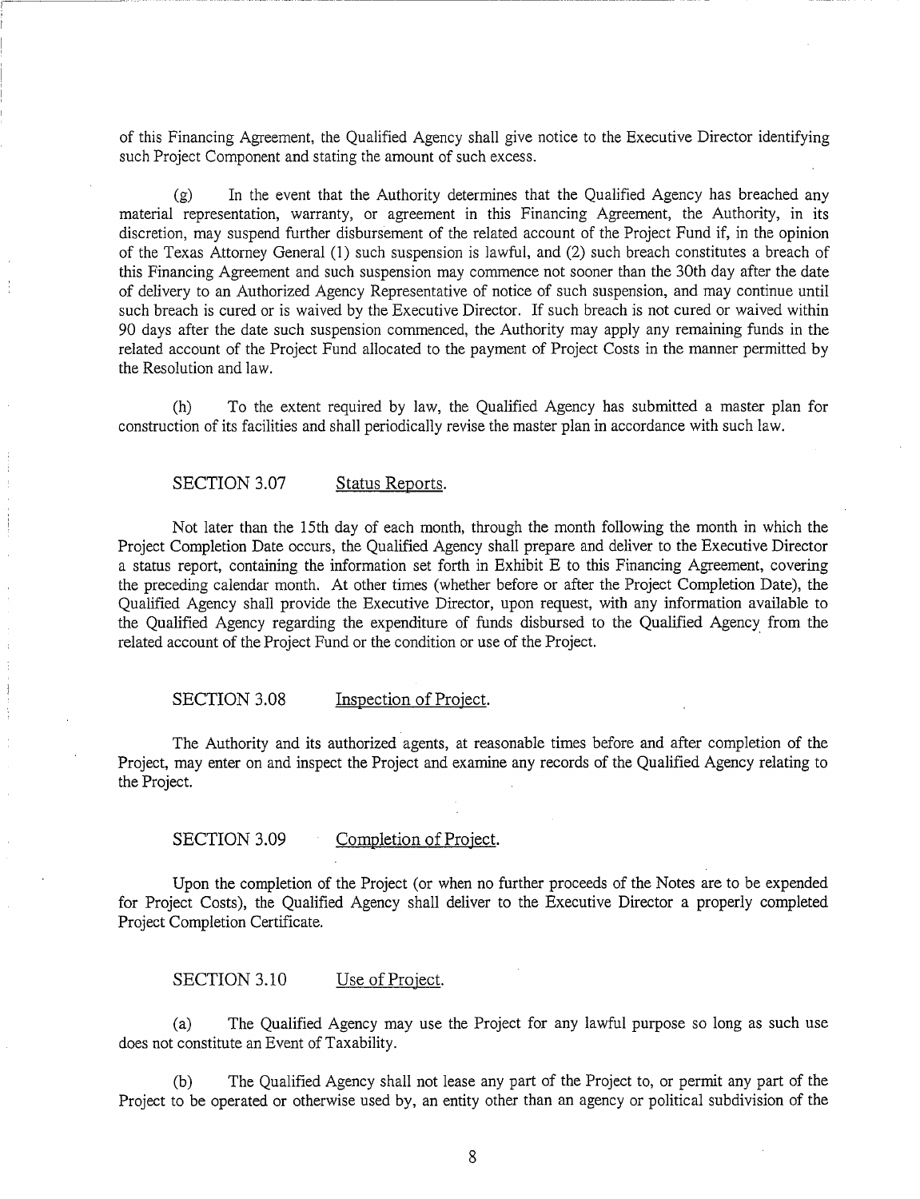of this Financing Agreement, the Qualified Agency shall give notice to the Executive Director identifying such Project Component and stating the amount of such excess.

(g) In the event that the Authority determines that the Qualified Agency has breached any material representation, warranty, or agreement in this Financing Agreement, the Authority, in its discretion, may suspend further disbursement of the related account of the Project Fund if, in the opinion of the Texas Attorney General (1) such suspension is lawful, and (2) such breach constitutes a breach of this Financing Agreement and such suspension may commence not sooner than the 30th day after the date of delivery to an Authorized Agency Representative of notice of such suspension, and may continue until such breach is cured or is waived by the Executive Director. If such breach is not cured or waived within 90 days after the date such suspension commenced, the Authority may apply any remaining funds in the related account of the Project Fund allocated to the payment of Project Costs in the manner permitted by the Resolution and law.

(h) To the extent required by law, the Qualified Agency has submitted a master plan for construction of its facilities and shall periodically revise the master plan in accordance with such law.

SECTION 3.07 Status Reports.

Not later than the 15th day of each month, through the month following the month in which the Project Completion Date occurs, the Qualified Agency shall prepare and deliver to the Executive Director a status report, containing the information set forth in Exhibit E to this Financing Agreement, covering the preceding calendar month. At other times (whether before or after the Project Completion Date), the Qualified Agency shall provide the Executive Director, upon request, with any information available to the Qualified Agency regarding the expenditure of funds disbursed to the Qualified Agency from the related account of the Project Fund or the condition or use of the Project.

SECTION 3.08 Inspection of Project.

The Authority and its authorized agents, at reasonable times before and after completion of the Project, may enter on and inspect the Project and examine any records of the Qualified Agency relating to the Project.

SECTION 3.09 Completion of Project.

Upon the completion of the Project (or when no further proceeds of the Notes are to be expended for Project Costs), the Qualified Agency shall deliver to the Executive Director a properly completed Project Completion Certificate.

SECTION 3.10 Use of Project.

(a) The Qualified Agency may use the Project for any lawful purpose so long as such use does not constitute an Event of Taxability.

(b) The Qualified Agency shall not lease any part of the Project to, or permit any part of the Project to be operated or otherwise used by, an entity other than an agency or political subdivision of the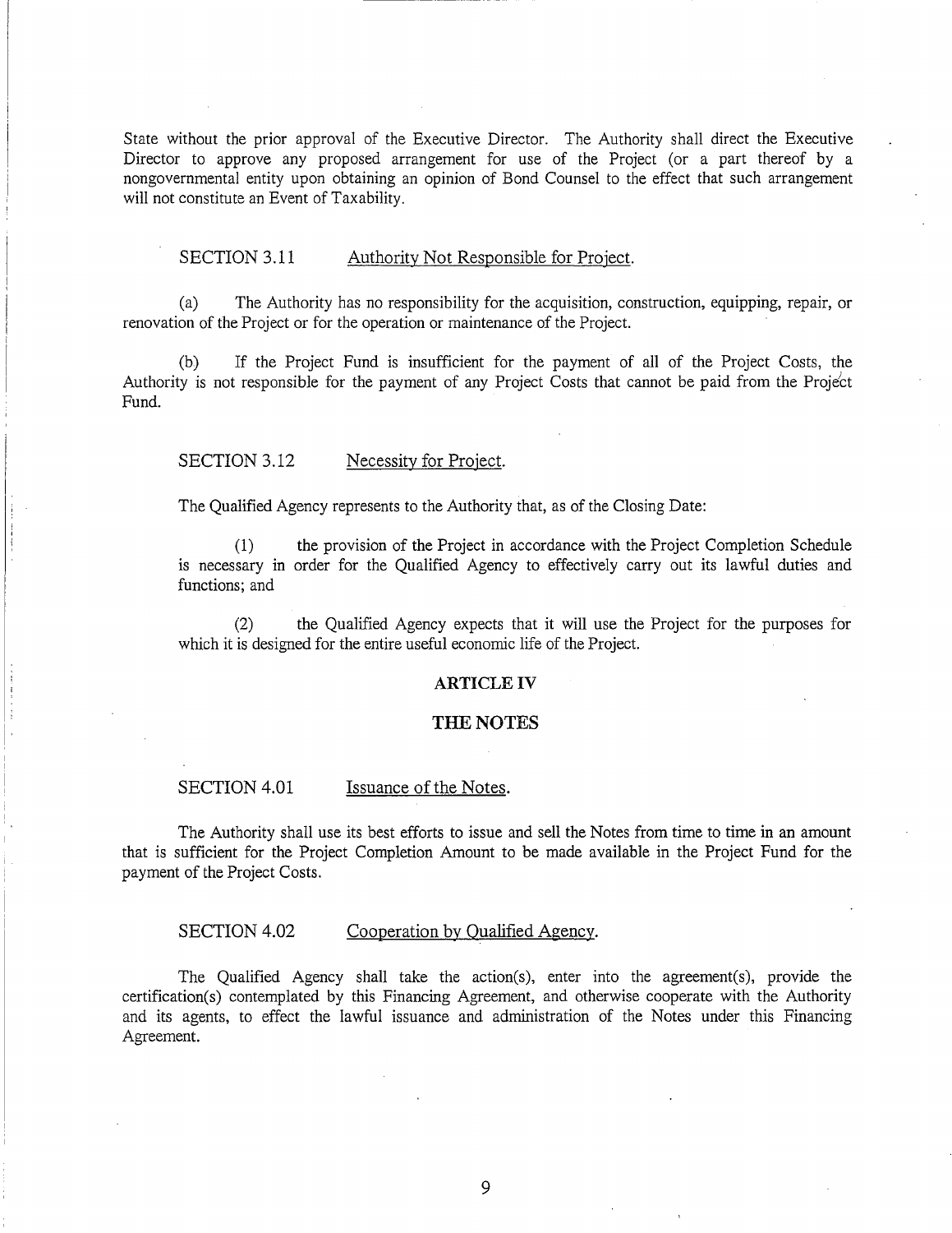State without the prior approval of the Executive Director. The Authority shall direct the Executive Director to approve any proposed arrangement for use of the Project (or a part thereof by a nongovernmental entity upon obtaining an opinion of Bond Counsel to the effect that such arrangement will not constitute an Event of Taxability.

SECTION 3.11 Authority Not Responsible for Project.

(a) The Authority has no responsibility for the acquisition, construction, equipping, repair, or renovation of the Project or for the operation or maintenance of the Project.

(b) If the Project Fund is insufficient for the payment of all of the Project Costs, the Authority is not responsible for the payment of any Project Costs that cannot be paid from the Project Fund.

SECTION 3.12 Necessity for Project.

The Qualified Agency represents to the Authority that, as of the Closing Date:

(1) the provision of the Project in accordance with the Project Completion Schedule is necessary in order for the Qualified Agency to effectively carry out its lawful duties and functions; and

(2) the Qualified Agency expects that it will use the Project for the purposes for which it is designed for the entire useful economic life of the Project.

## ARTICLE IV

## THE NOTES

SECTION 4.01 Issuance of the Notes.

The Authority shall use its best efforts to issue and sell the Notes from time to time in an amount that is sufficient for the Project Completion Amount to be made available in the Project Fund for the payment of the Project Costs.

SECTION 4.02 Cooperation by Qualified Agency.

The Qualified Agency shall take the action(s), enter into the agreement(s), provide the certification(s) contemplated by this Financing Agreement, and otherwise cooperate with the Authority and its agents, to effect the lawful issuance and administration of the Notes under this Financing Agreement.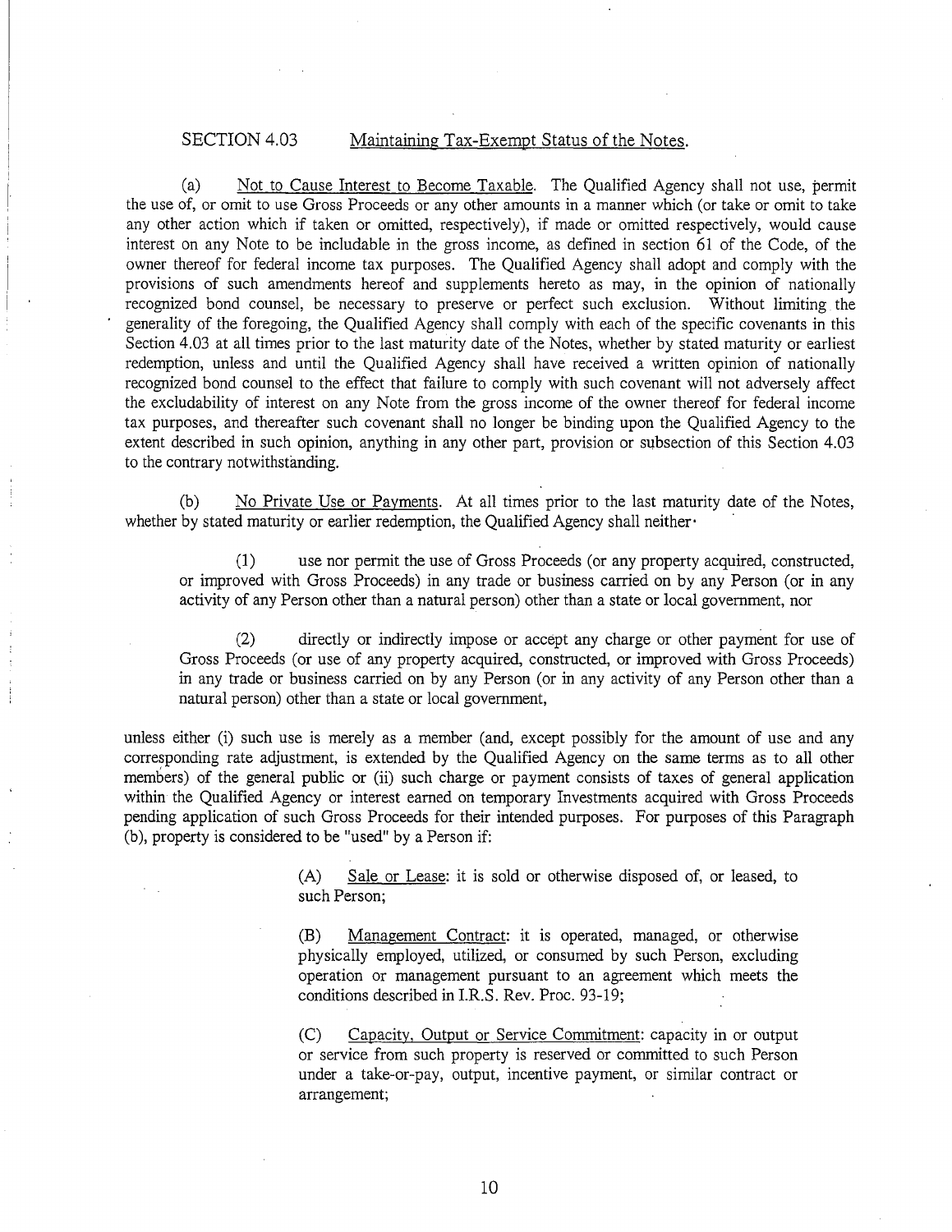SECTION 4.03 Maintaining Tax-Exempt Status of the Notes.

(a) Not to Cause Interest to Become Taxable. The Qualified Agency shall not use, permit the use of, or omit to use Gross Proceeds or any other amounts in a manner which (or take or omit to take any other action which if taken or omitted, respectively), if made or omitted respectively, would cause interest on any Note to be includable in the gross income, as defined in section 61 of the Code, of the owner thereof for federal income tax purposes. The Qualified Agency shall adopt and comply with the provisions of such amendments hereof and supplements hereto as may, in the opinion of nationally recognized bond counsel, be necessary to preserve or perfect such exclusion. Without limiting the generality of the foregoing, the Qualified Agency shall comply with each of the specific covenants in this Section 4.03 at all times prior to the last maturity date of the Notes, whether by stated maturity or earliest redemption, unless and until the Qualified Agency shall have received a written opinion of nationally recognized bond counsel to the effect that failure to comply with such covenant will not adversely affect the excludability of interest on any Note from the gross income of the owner thereof for federal income tax purposes, and thereafter such covenant shall no longer be binding upon the Qualified Agency to the extent described in such opinion, anything in any other part, provision or subsection of this Section 4.03 to the contrary notwithstanding.

(b) No Private Use or Payments. At all times prior to the last maturity date of the Notes, whether by stated maturity or earlier redemption, the Qualified Agency shall neither·

(1) use nor permit the use of Gross Proceeds (or any property acquired, constructed, or improved with Gross Proceeds) in any trade or business carried on by any Person (or in any activity of any Person other than a natural person) other than a state or local government, nor

(2) directly or indirectly impose or accept any charge or other payment for use of Gross Proceeds (or use of any property acquired, constructed, or improved with Gross Proceeds) in any trade or business carried on by any Person (or in any activity of any Person other than a natural person) other than a state or local government,

unless either (i) such use is merely as a member (and, except possibly for the amount of use and any corresponding rate adjustment, is extended by the Qualified Agency on the same terms as to all other members) of the general public or (ii) such charge or payment consists of taxes of general application within the Qualified Agency or interest earned on temporary Investments acquired with Gross Proceeds pending application of such Gross Proceeds for their intended purposes. For purposes of this Paragraph (b), property is considered to be "used" by a Person if:

> (A) Sale or Lease: it is sold or otherwise disposed of, or leased, to such Person;
>
> (B) Management Contract: it is operated, managed, or otherwise physically employed, utilized, or consumed by such Person, excluding operation or management pursuant to an agreement which meets the conditions described in I.R.S. Rev. Proc. 93-19;
>
> (C) Capacity, Output or Service Commitment: capacity in or output or service from such property is reserved or committed to such Person under a take-or-pay, output, incentive payment, or similar contract or arrangement;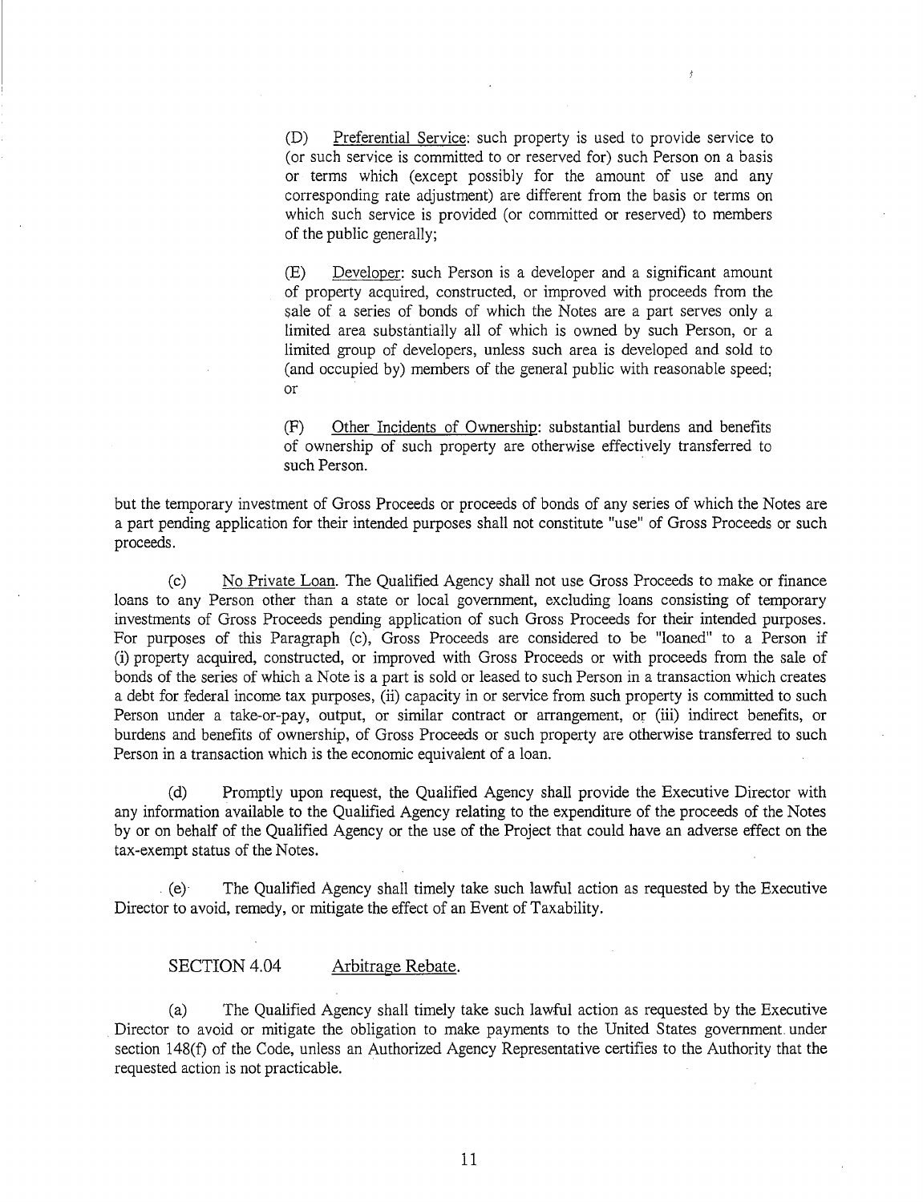(D) Preferential Service: such property is used to provide service to (or such service is committed to or reserved for) such Person on a basis or terms which (except possibly for the amount of use and any corresponding rate adjustment) are different from the basis or terms on which such service is provided (or committed or reserved) to members of the public generally;

(E) Developer: such Person is a developer and a significant amount of property acquired, constructed, or improved with proceeds from the sale of a series of bonds of which the Notes are a part serves only a limited area substantially all of which is owned by such Person, or a limited group of developers, unless such area is developed and sold to (and occupied by) members of the general public with reasonable speed; or

(F) Other Incidents of Ownership: substantial burdens and benefits of ownership of such property are otherwise effectively transferred to such Person.

but the temporary investment of Gross Proceeds or proceeds of bonds of any series of which the Notes are a part pending application for their intended purposes shall not constitute "use" of Gross Proceeds or such proceeds.

(c) No Private Loan. The Qualified Agency shall not use Gross Proceeds to make or finance loans to any Person other than a state or local government, excluding loans consisting of temporary investments of Gross Proceeds pending application of such Gross Proceeds for their intended purposes. For purposes of this Paragraph (c), Gross Proceeds are considered to be "loaned" to a Person if (i) property acquired, constructed, or improved with Gross Proceeds or with proceeds from the sale of bonds of the series of which a Note is a part is sold or leased to such Person in a transaction which creates a debt for federal income tax purposes, (ii) capacity in or service from such property is committed to such Person under a take-or-pay, output, or similar contract or arrangement, or (iii) indirect benefits, or burdens and benefits of ownership, of Gross Proceeds or such property are otherwise transferred to such Person in a transaction which is the economic equivalent of a loan.

(d) Promptly upon request, the Qualified Agency shall provide the Executive Director with any information available to the Qualified Agency relating to the expenditure of the proceeds of the Notes by or on behalf of the Qualified Agency or the use of the Project that could have an adverse effect on the tax-exempt status of the Notes.

(e) The Qualified Agency shall timely take such lawful action as requested by the Executive Director to avoid, remedy, or mitigate the effect of an Event of Taxability.

SECTION 4.04 Arbitrage Rebate.

(a) The Qualified Agency shall timely take such lawful action as requested by the Executive Director to avoid or mitigate the obligation to make payments to the United States government under section 148(f) of the Code, unless an Authorized Agency Representative certifies to the Authority that the requested action is not practicable.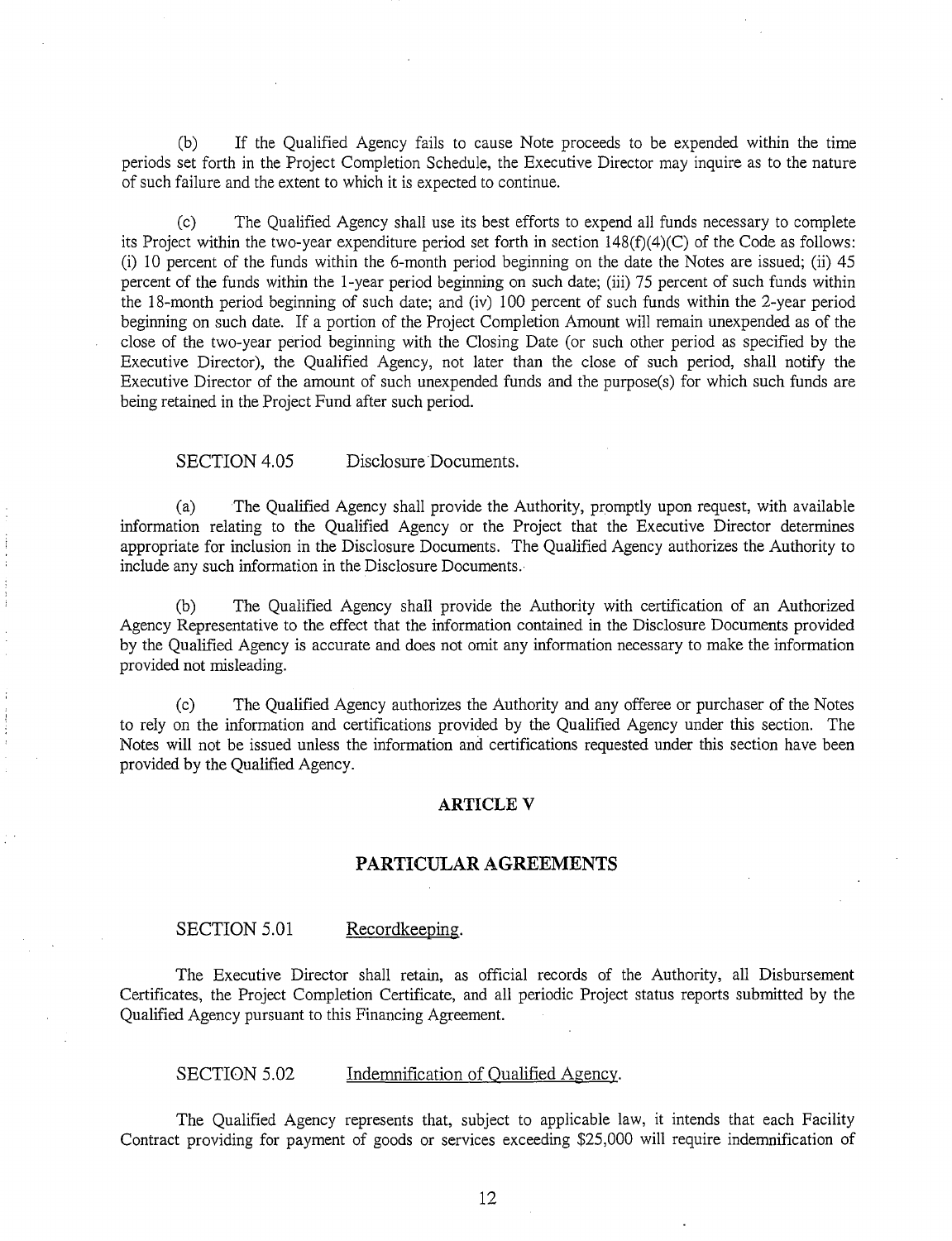(b) If the Qualified Agency fails to cause Note proceeds to be expended within the time periods set forth in the Project Completion Schedule, the Executive Director may inquire as to the nature of such failure and the extent to which it is expected to continue.

(c) The Qualified Agency shall use its best efforts to expend all funds necessary to complete its Project within the two-year expenditure period set forth in section 148(f)(4)(C) of the Code as follows: (i) 10 percent of the funds within the 6-month period beginning on the date the Notes are issued; (ii) 45 percent of the funds within the 1-year period beginning on such date; (iii) 75 percent of such funds within the 18-month period beginning of such date; and (iv) 100 percent of such funds within the 2-year period beginning on such date. If a portion of the Project Completion Amount will remain unexpended as of the close of the two-year period beginning with the Closing Date (or such other period as specified by the Executive Director), the Qualified Agency, not later than the close of such period, shall notify the Executive Director of the amount of such unexpended funds and the purpose(s) for which such funds are being retained in the Project Fund after such period.

SECTION 4.05 Disclosure Documents.

(a) The Qualified Agency shall provide the Authority, promptly upon request, with available information relating to the Qualified Agency or the Project that the Executive Director determines appropriate for inclusion in the Disclosure Documents. The Qualified Agency authorizes the Authority to include any such information in the Disclosure Documents.

(b) The Qualified Agency shall provide the Authority with certification of an Authorized Agency Representative to the effect that the information contained in the Disclosure Documents provided by the Qualified Agency is accurate and does not omit any information necessary to make the information provided not misleading.

(c) The Qualified Agency authorizes the Authority and any offeree or purchaser of the Notes to rely on the information and certifications provided by the Qualified Agency under this section. The Notes will not be issued unless the information and certifications requested under this section have been provided by the Qualified Agency.

## ARTICLE V

## PARTICULAR AGREEMENTS

SECTION 5.01 Recordkeeping.

The Executive Director shall retain, as official records of the Authority, all Disbursement Certificates, the Project Completion Certificate, and all periodic Project status reports submitted by the Qualified Agency pursuant to this Financing Agreement.

SECTION 5.02 Indemnification of Qualified Agency.

The Qualified Agency represents that, subject to applicable law, it intends that each Facility Contract providing for payment of goods or services exceeding $25,000 will require indemnification of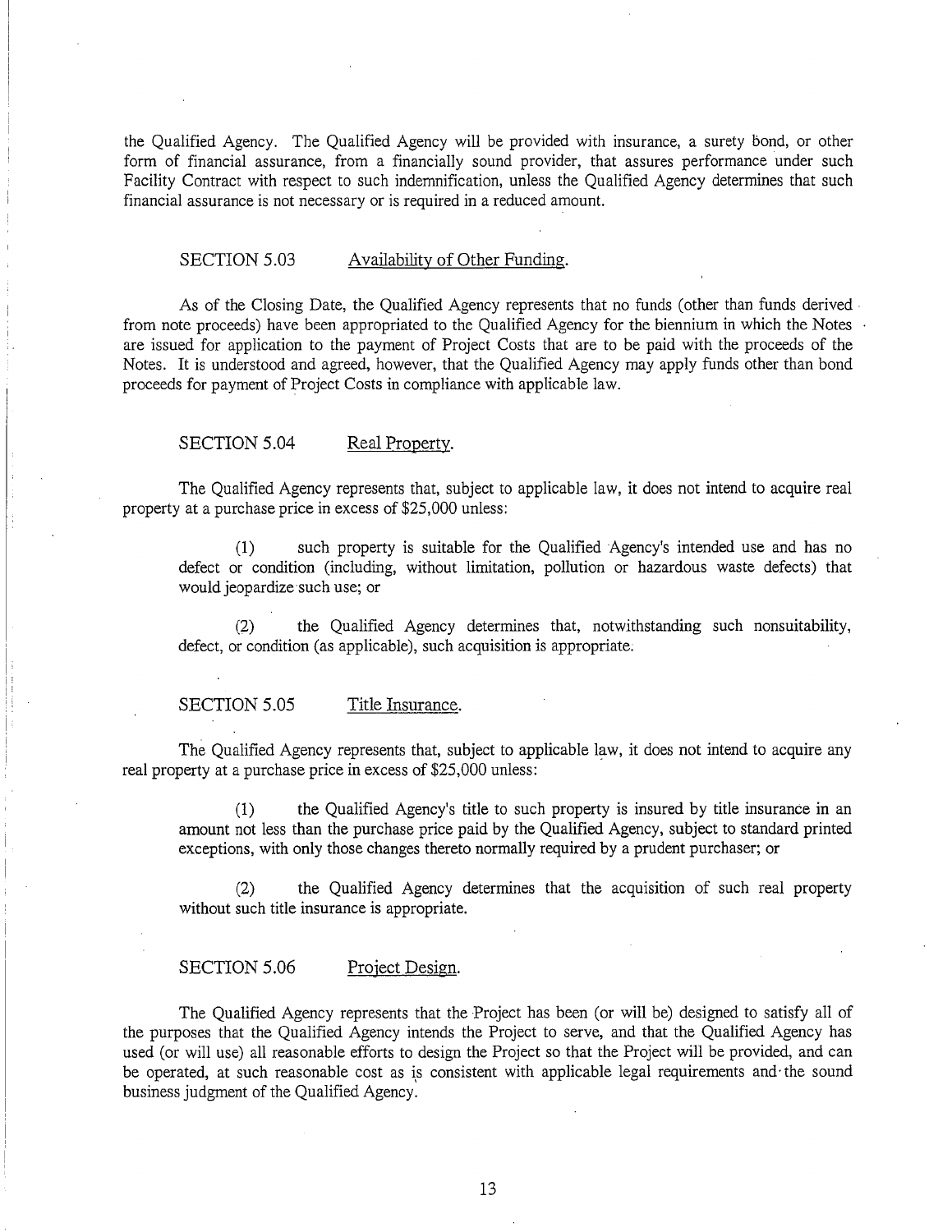the Qualified Agency. The Qualified Agency will be provided with insurance, a surety bond, or other form of financial assurance, from a financially sound provider, that assures performance under such Facility Contract with respect to such indemnification, unless the Qualified Agency determines that such financial assurance is not necessary or is required in a reduced amount.

### SECTION 5.03 Availability of Other Funding.

As of the Closing Date, the Qualified Agency represents that no funds (other than funds derived from note proceeds) have been appropriated to the Qualified Agency for the biennium in which the Notes are issued for application to the payment of Project Costs that are to be paid with the proceeds of the Notes. It is understood and agreed, however, that the Qualified Agency may apply funds other than bond proceeds for payment of Project Costs in compliance with applicable law.

### SECTION 5.04 Real Property.

The Qualified Agency represents that, subject to applicable law, it does not intend to acquire real property at a purchase price in excess of $25,000 unless:

(1) such property is suitable for the Qualified Agency's intended use and has no defect or condition (including, without limitation, pollution or hazardous waste defects) that would jeopardize such use; or

(2) the Qualified Agency determines that, notwithstanding such nonsuitability, defect, or condition (as applicable), such acquisition is appropriate.

### SECTION 5.05 Title Insurance.

The Qualified Agency represents that, subject to applicable law, it does not intend to acquire any real property at a purchase price in excess of $25,000 unless:

(1) the Qualified Agency's title to such property is insured by title insurance in an amount not less than the purchase price paid by the Qualified Agency, subject to standard printed exceptions, with only those changes thereto normally required by a prudent purchaser; or

(2) the Qualified Agency determines that the acquisition of such real property without such title insurance is appropriate.

### SECTION 5.06 Project Design.

The Qualified Agency represents that the Project has been (or will be) designed to satisfy all of the purposes that the Qualified Agency intends the Project to serve, and that the Qualified Agency has used (or will use) all reasonable efforts to design the Project so that the Project will be provided, and can be operated, at such reasonable cost as is consistent with applicable legal requirements and the sound business judgment of the Qualified Agency.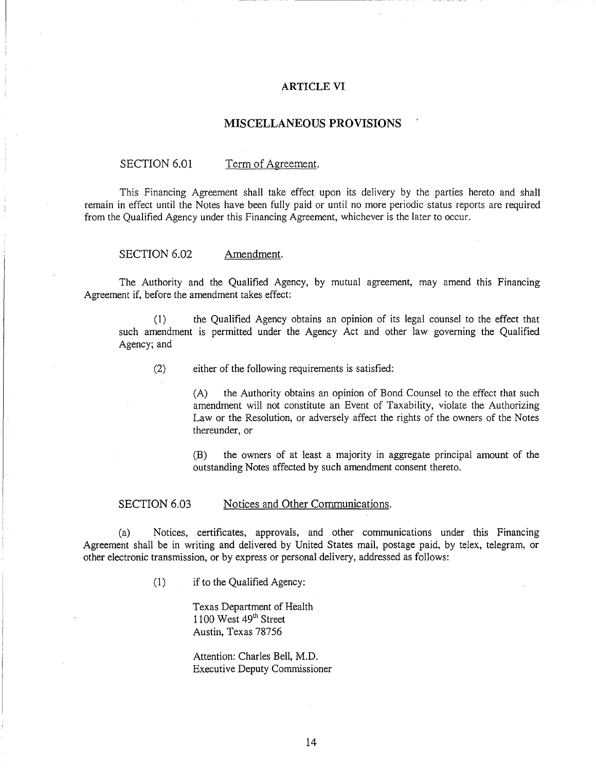# ARTICLE VI

## MISCELLANEOUS PROVISIONS

### SECTION 6.01 Term of Agreement.

This Financing Agreement shall take effect upon its delivery by the parties hereto and shall remain in effect until the Notes have been fully paid or until no more periodic status reports are required from the Qualified Agency under this Financing Agreement, whichever is the later to occur.

### SECTION 6.02 Amendment.

The Authority and the Qualified Agency, by mutual agreement, may amend this Financing Agreement if, before the amendment takes effect:

(1) the Qualified Agency obtains an opinion of its legal counsel to the effect that such amendment is permitted under the Agency Act and other law governing the Qualified Agency; and

(2) either of the following requirements is satisfied:

(A) the Authority obtains an opinion of Bond Counsel to the effect that such amendment will not constitute an Event of Taxability, violate the Authorizing Law or the Resolution, or adversely affect the rights of the owners of the Notes thereunder, or

(B) the owners of at least a majority in aggregate principal amount of the outstanding Notes affected by such amendment consent thereto.

### SECTION 6.03 Notices and Other Communications.

(a) Notices, certificates, approvals, and other communications under this Financing Agreement shall be in writing and delivered by United States mail, postage paid, by telex, telegram, or other electronic transmission, or by express or personal delivery, addressed as follows:

(1) if to the Qualified Agency:

Texas Department of Health
1100 West 49th Street
Austin, Texas 78756

Attention: Charles Bell, M.D.
Executive Deputy Commissioner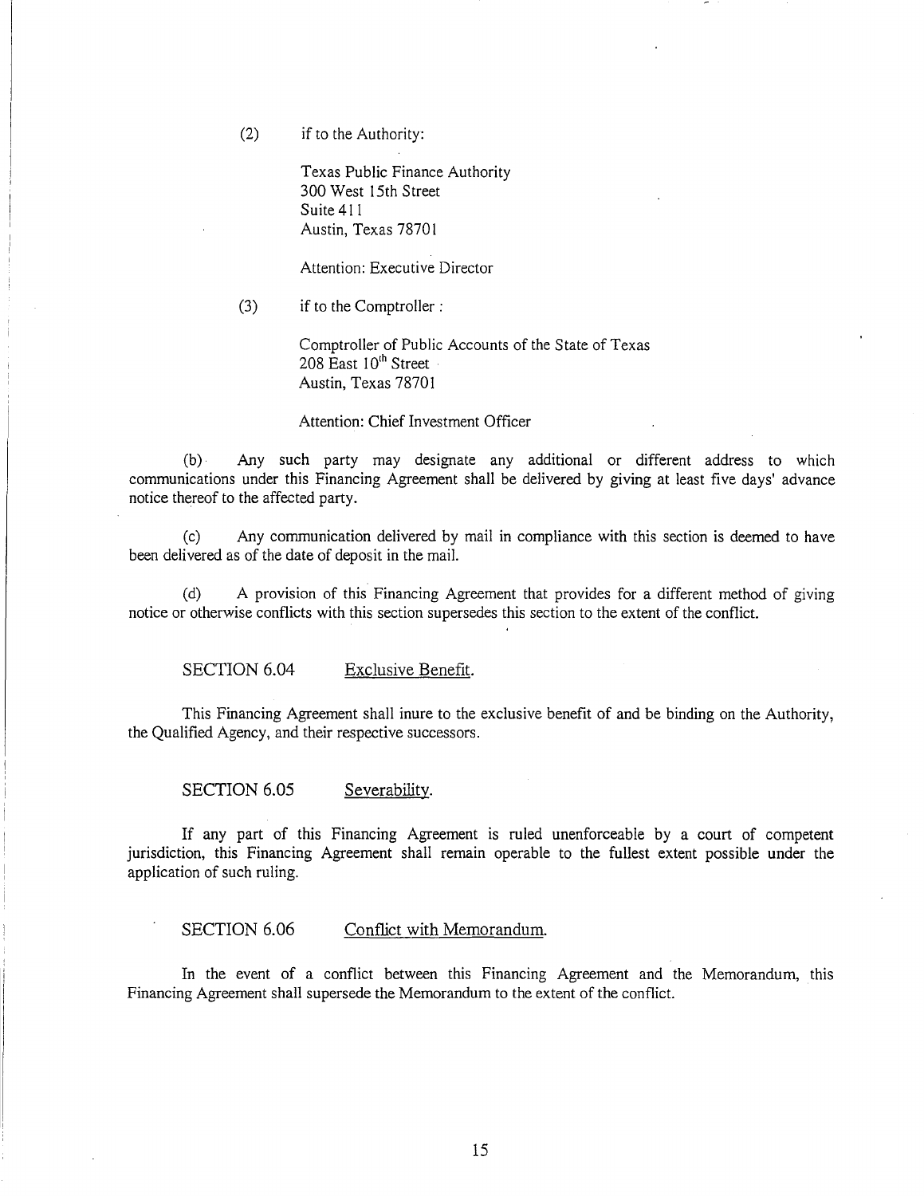(2) if to the Authority:

Texas Public Finance Authority
300 West 15th Street
Suite 411
Austin, Texas 78701

Attention: Executive Director

(3) if to the Comptroller :

Comptroller of Public Accounts of the State of Texas
208 East 10th Street
Austin, Texas 78701

Attention: Chief Investment Officer

(b) Any such party may designate any additional or different address to which communications under this Financing Agreement shall be delivered by giving at least five days' advance notice thereof to the affected party.

(c) Any communication delivered by mail in compliance with this section is deemed to have been delivered as of the date of deposit in the mail.

(d) A provision of this Financing Agreement that provides for a different method of giving notice or otherwise conflicts with this section supersedes this section to the extent of the conflict.

SECTION 6.04 Exclusive Benefit.

This Financing Agreement shall inure to the exclusive benefit of and be binding on the Authority, the Qualified Agency, and their respective successors.

SECTION 6.05 Severability.

If any part of this Financing Agreement is ruled unenforceable by a court of competent jurisdiction, this Financing Agreement shall remain operable to the fullest extent possible under the application of such ruling.

SECTION 6.06 Conflict with Memorandum.

In the event of a conflict between this Financing Agreement and the Memorandum, this Financing Agreement shall supersede the Memorandum to the extent of the conflict.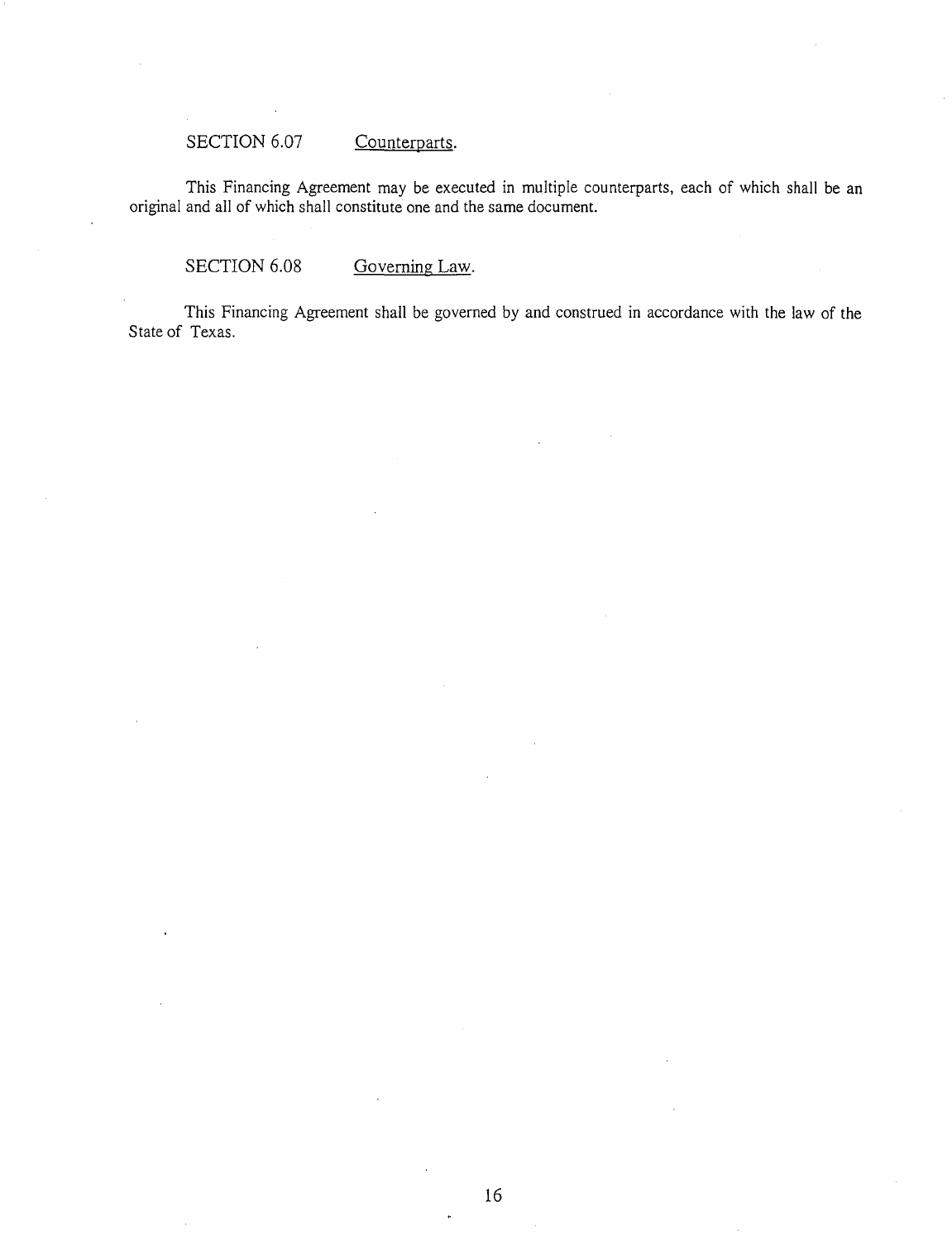SECTION 6.07 Counterparts.

This Financing Agreement may be executed in multiple counterparts, each of which shall be an original and all of which shall constitute one and the same document.

SECTION 6.08 Governing Law.

This Financing Agreement shall be governed by and construed in accordance with the law of the State of Texas.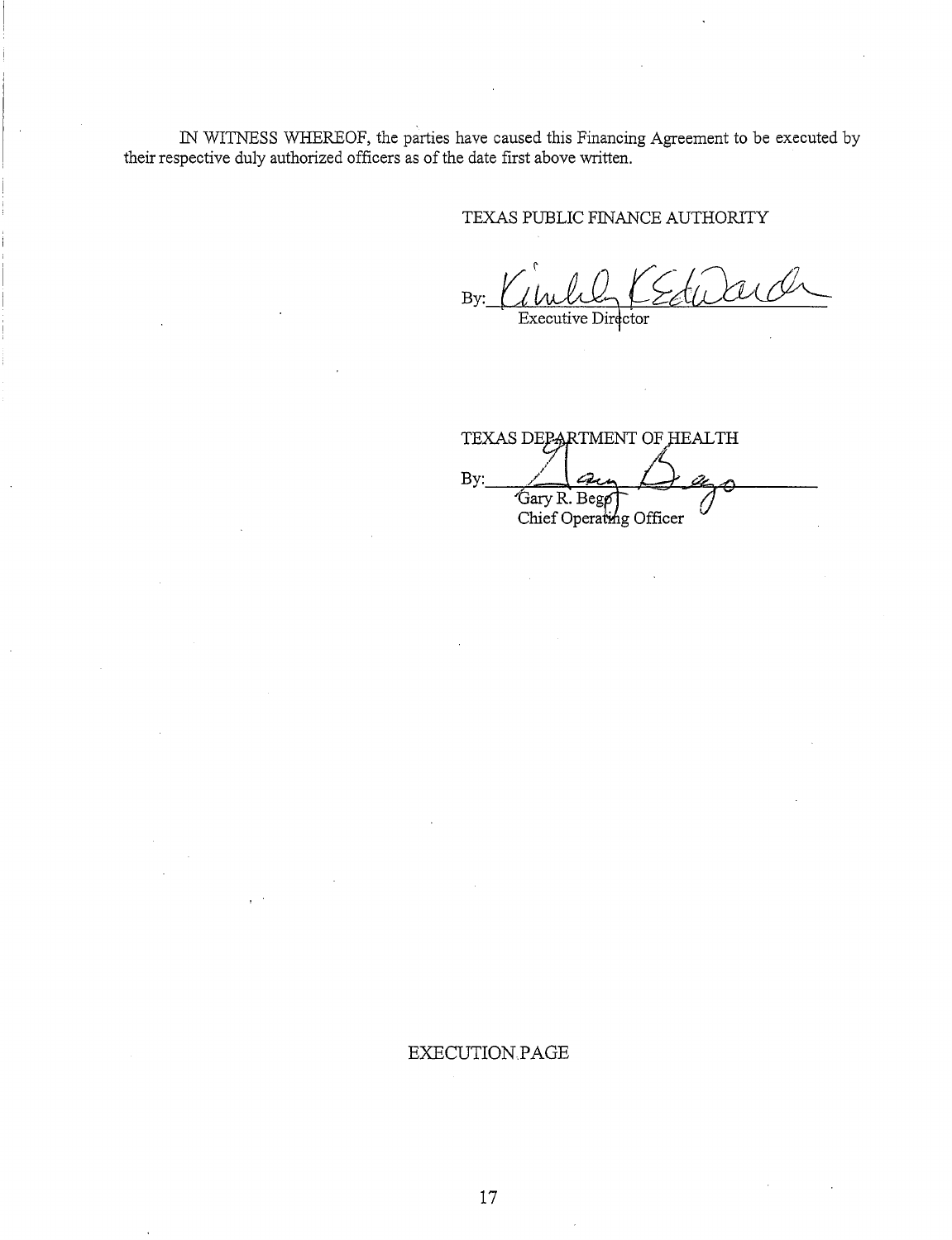IN WITNESS WHEREOF, the parties have caused this Financing Agreement to be executed by their respective duly authorized officers as of the date first above written.

TEXAS PUBLIC FINANCE AUTHORITY

By: ______________________________
Executive Director

TEXAS DEPARTMENT OF HEALTH

By: ______________________________
Gary R. Bego
Chief Operating Officer

EXECUTION PAGE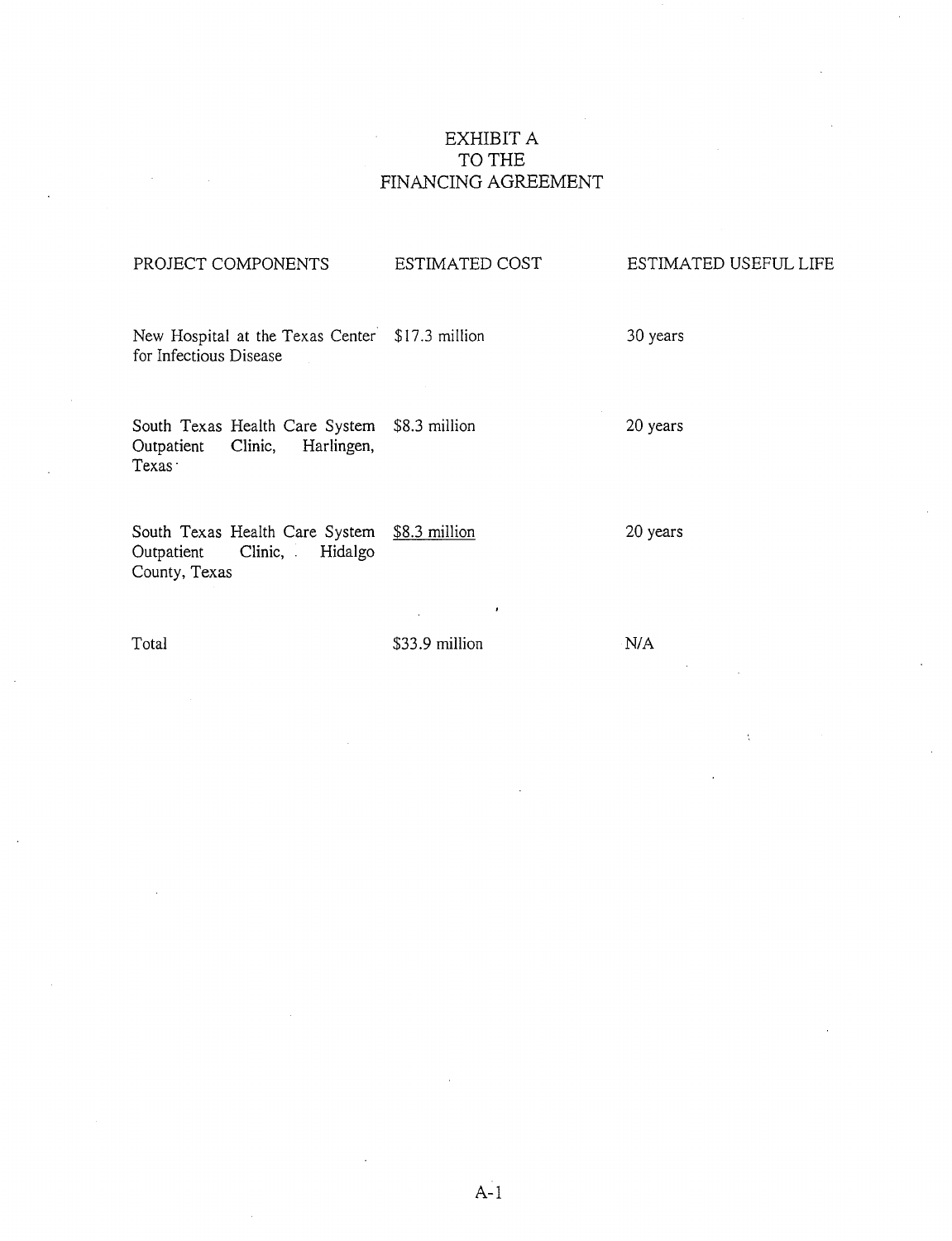# EXHIBIT A
# TO THE
# FINANCING AGREEMENT

| PROJECT COMPONENTS | ESTIMATED COST | ESTIMATED USEFUL LIFE |
|---|---|---|
| New Hospital at the Texas Center for Infectious Disease | $17.3 million | 30 years |
| South Texas Health Care System Outpatient Clinic, Harlingen, Texas | $8.3 million | 20 years |
| South Texas Health Care System Outpatient Clinic, Hidalgo County, Texas | $8.3 million | 20 years |
| Total | $33.9 million | N/A |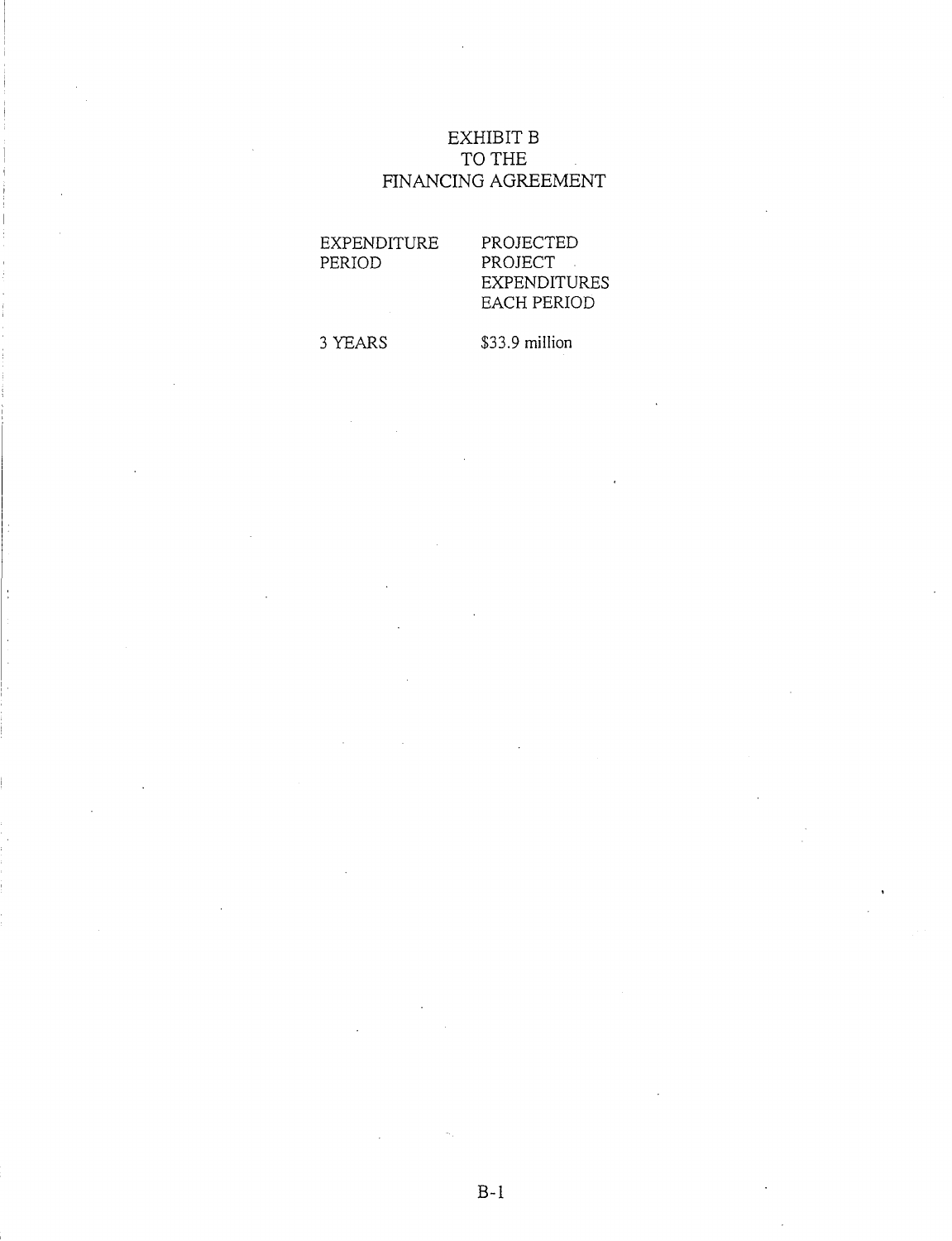# EXHIBIT B
# TO THE
# FINANCING AGREEMENT

| EXPENDITURE PERIOD | PROJECTED PROJECT EXPENDITURES EACH PERIOD |
|---|---|
| 3 YEARS | $33.9 million |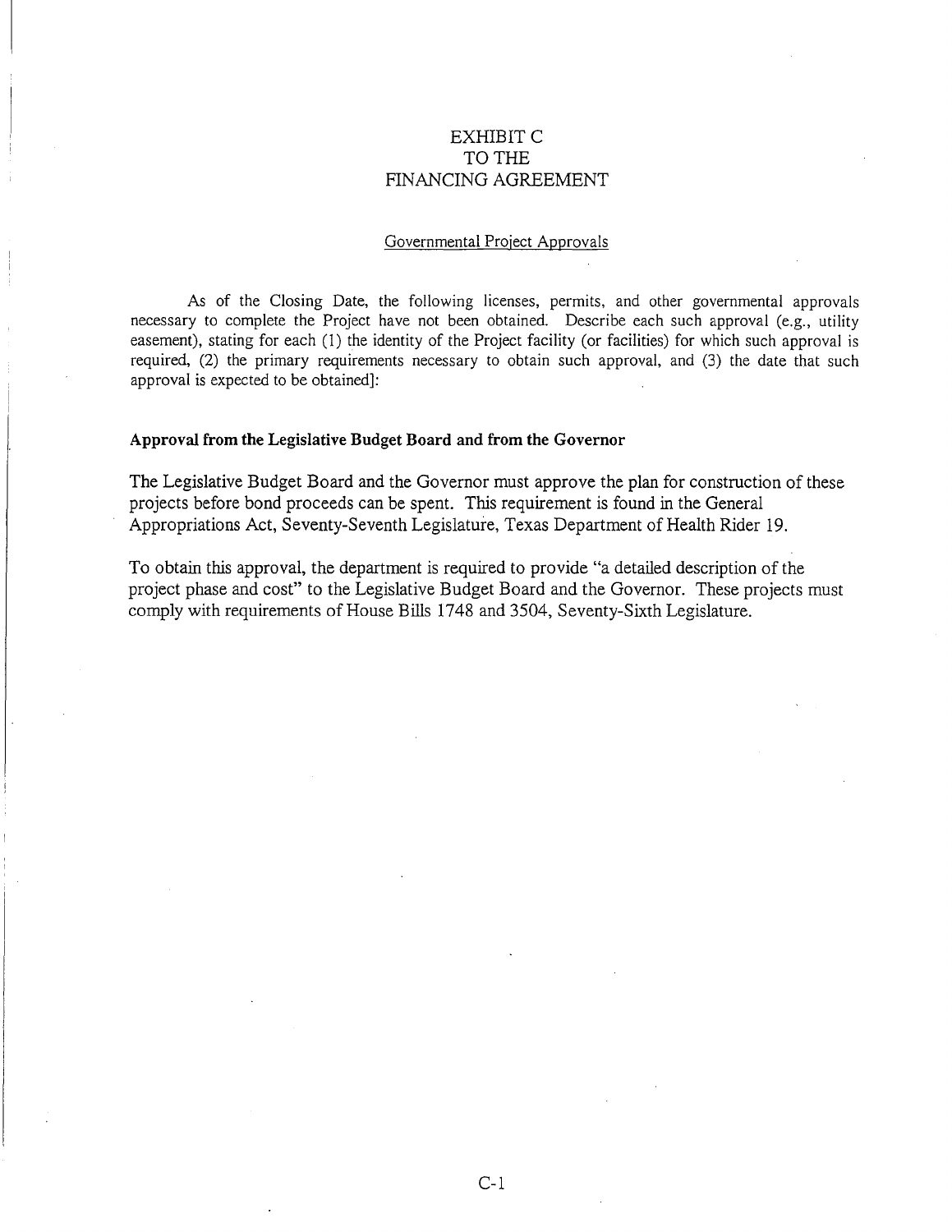# EXHIBIT C
# TO THE
# FINANCING AGREEMENT

## Governmental Project Approvals

As of the Closing Date, the following licenses, permits, and other governmental approvals necessary to complete the Project have not been obtained. Describe each such approval (e.g., utility easement), stating for each (1) the identity of the Project facility (or facilities) for which such approval is required, (2) the primary requirements necessary to obtain such approval, and (3) the date that such approval is expected to be obtained]:

**Approval from the Legislative Budget Board and from the Governor**

The Legislative Budget Board and the Governor must approve the plan for construction of these projects before bond proceeds can be spent. This requirement is found in the General Appropriations Act, Seventy-Seventh Legislature, Texas Department of Health Rider 19.

To obtain this approval, the department is required to provide "a detailed description of the project phase and cost" to the Legislative Budget Board and the Governor. These projects must comply with requirements of House Bills 1748 and 3504, Seventy-Sixth Legislature.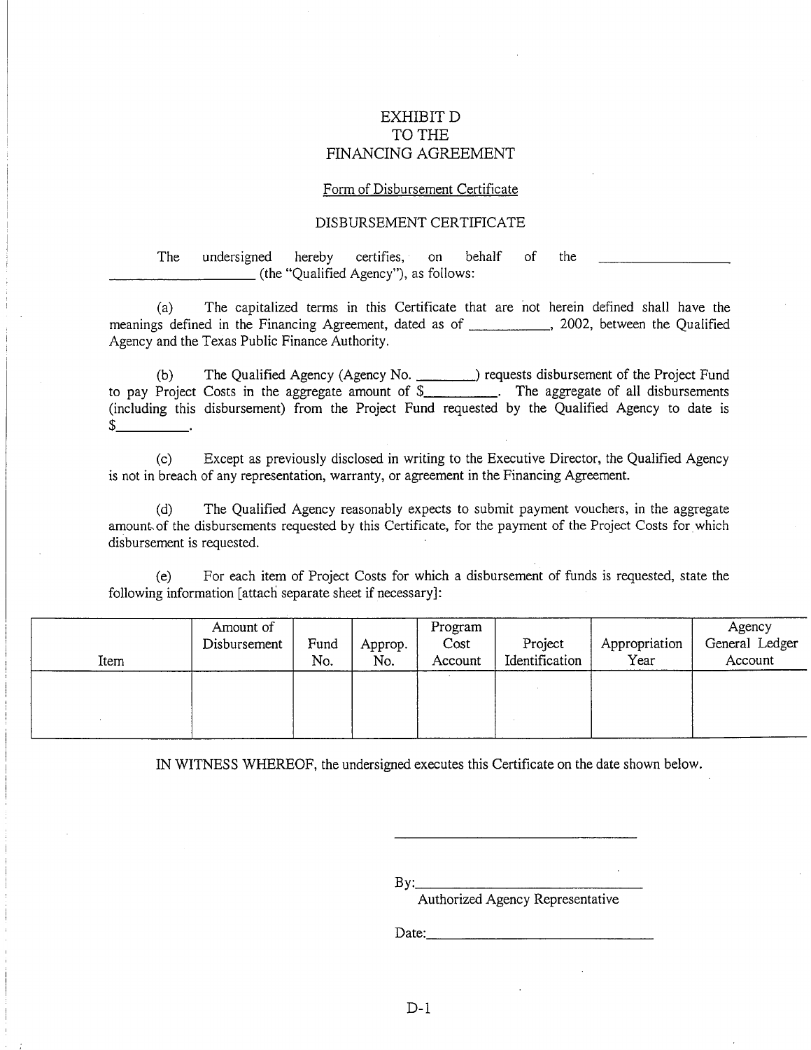# EXHIBIT D
# TO THE
# FINANCING AGREEMENT

Form of Disbursement Certificate

DISBURSEMENT CERTIFICATE

The undersigned hereby certifies, on behalf of the ____________________ ____________________ (the "Qualified Agency"), as follows:

(a) The capitalized terms in this Certificate that are not herein defined shall have the meanings defined in the Financing Agreement, dated as of ___________, 2002, between the Qualified Agency and the Texas Public Finance Authority.

(b) The Qualified Agency (Agency No. ________) requests disbursement of the Project Fund to pay Project Costs in the aggregate amount of $__________. The aggregate of all disbursements (including this disbursement) from the Project Fund requested by the Qualified Agency to date is $__________.

(c) Except as previously disclosed in writing to the Executive Director, the Qualified Agency is not in breach of any representation, warranty, or agreement in the Financing Agreement.

(d) The Qualified Agency reasonably expects to submit payment vouchers, in the aggregate amount of the disbursements requested by this Certificate, for the payment of the Project Costs for which disbursement is requested.

(e) For each item of Project Costs for which a disbursement of funds is requested, state the following information [attach separate sheet if necessary]:

| Item | Amount of Disbursement | Fund No. | Approp. No. | Program Cost Account | Project Identification | Appropriation Year | Agency General Ledger Account |
|---|---|---|---|---|---|---|---|
| | | | | | | | |

IN WITNESS WHEREOF, the undersigned executes this Certificate on the date shown below.

\_\_\_\_\_\_\_\_\_\_\_\_\_\_\_\_\_\_\_\_\_\_\_\_\_\_\_\_\_\_\_\_

By:\_\_\_\_\_\_\_\_\_\_\_\_\_\_\_\_\_\_\_\_\_\_\_\_\_\_\_\_\_\_
Authorized Agency Representative

Date:\_\_\_\_\_\_\_\_\_\_\_\_\_\_\_\_\_\_\_\_\_\_\_\_\_\_\_\_

D-1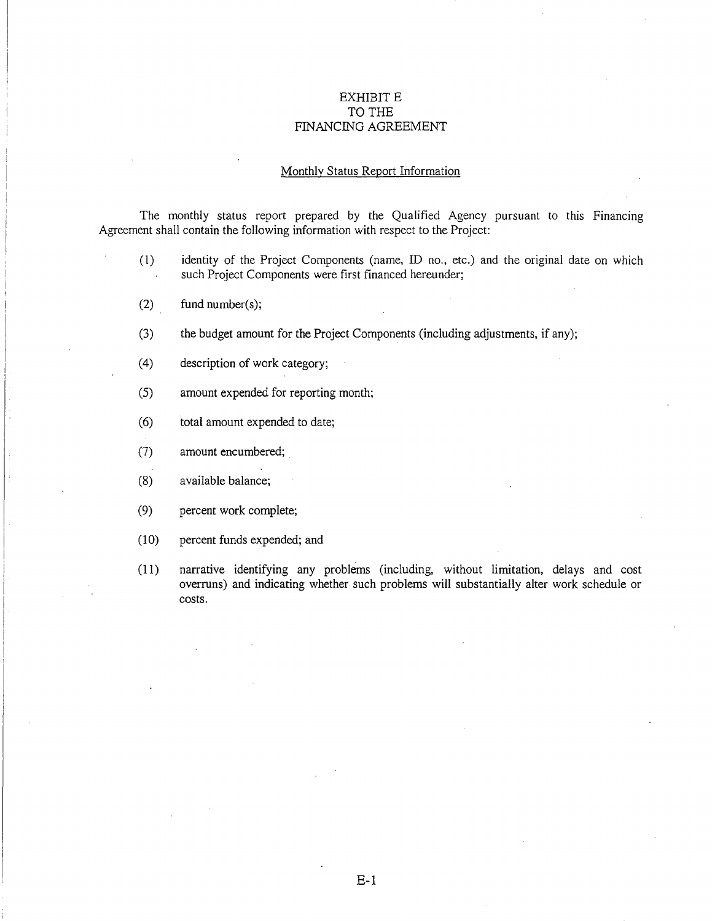# EXHIBIT E
# TO THE
# FINANCING AGREEMENT

## Monthly Status Report Information

The monthly status report prepared by the Qualified Agency pursuant to this Financing Agreement shall contain the following information with respect to the Project:

(1) identity of the Project Components (name, ID no., etc.) and the original date on which such Project Components were first financed hereunder;

(2) fund number(s);

(3) the budget amount for the Project Components (including adjustments, if any);

(4) description of work category;

(5) amount expended for reporting month;

(6) total amount expended to date;

(7) amount encumbered;

(8) available balance;

(9) percent work complete;

(10) percent funds expended; and

(11) narrative identifying any problems (including, without limitation, delays and cost overruns) and indicating whether such problems will substantially alter work schedule or costs.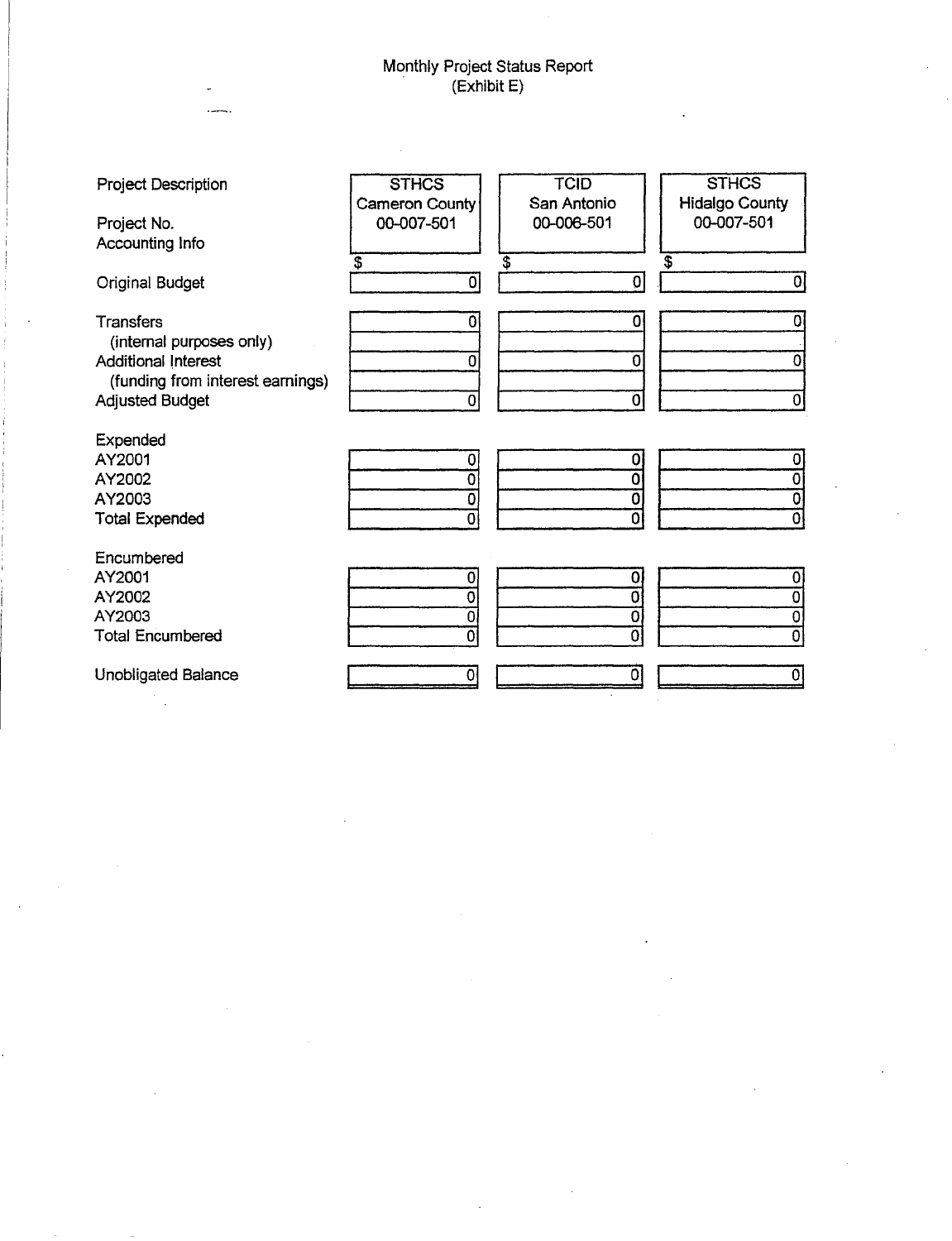# Monthly Project Status Report
(Exhibit E)

| Project Description | STHCS Cameron County | TCID San Antonio | STHCS Hidalgo County |
|---|---|---|---|
| Project No. | 00-007-501 | 00-006-501 | 00-007-501 |
| Accounting Info | | | |
| | $ | $ | $ |
| Original Budget | 0 | 0 | 0 |
| Transfers | 0 | 0 | 0 |
| (internal purposes only) | | | |
| Additional Interest | 0 | 0 | 0 |
| (funding from interest earnings) | | | |
| Adjusted Budget | 0 | 0 | 0 |
| Expended | | | |
| AY2001 | 0 | 0 | 0 |
| AY2002 | 0 | 0 | 0 |
| AY2003 | 0 | 0 | 0 |
| Total Expended | 0 | 0 | 0 |
| Encumbered | | | |
| AY2001 | 0 | 0 | 0 |
| AY2002 | 0 | 0 | 0 |
| AY2003 | 0 | 0 | 0 |
| Total Encumbered | 0 | 0 | 0 |
| Unobligated Balance | 0 | 0 | 0 |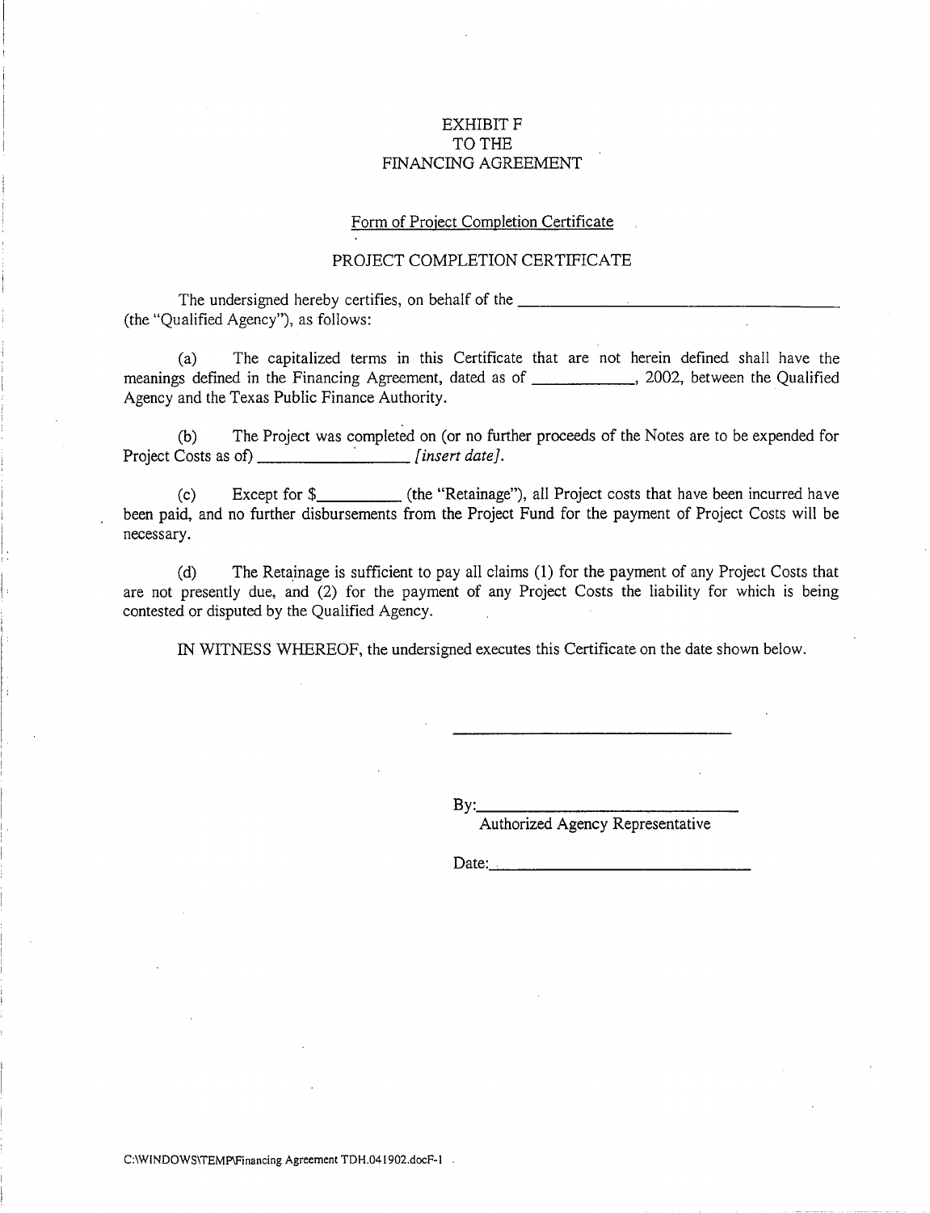EXHIBIT F
TO THE
FINANCING AGREEMENT

Form of Project Completion Certificate

PROJECT COMPLETION CERTIFICATE

The undersigned hereby certifies, on behalf of the ________________________________________ (the "Qualified Agency"), as follows:

(a) The capitalized terms in this Certificate that are not herein defined shall have the meanings defined in the Financing Agreement, dated as of ____________, 2002, between the Qualified Agency and the Texas Public Finance Authority.

(b) The Project was completed on (or no further proceeds of the Notes are to be expended for Project Costs as of) __________________ *[insert date].*

(c) Except for $__________ (the "Retainage"), all Project costs that have been incurred have been paid, and no further disbursements from the Project Fund for the payment of Project Costs will be necessary.

(d) The Retainage is sufficient to pay all claims (1) for the payment of any Project Costs that are not presently due, and (2) for the payment of any Project Costs the liability for which is being contested or disputed by the Qualified Agency.

IN WITNESS WHEREOF, the undersigned executes this Certificate on the date shown below.

________________________________

By:________________________________
Authorized Agency Representative

Date:________________________________

C:\WINDOWS\TEMP\Financing Agreement TDH.041902.docF-1